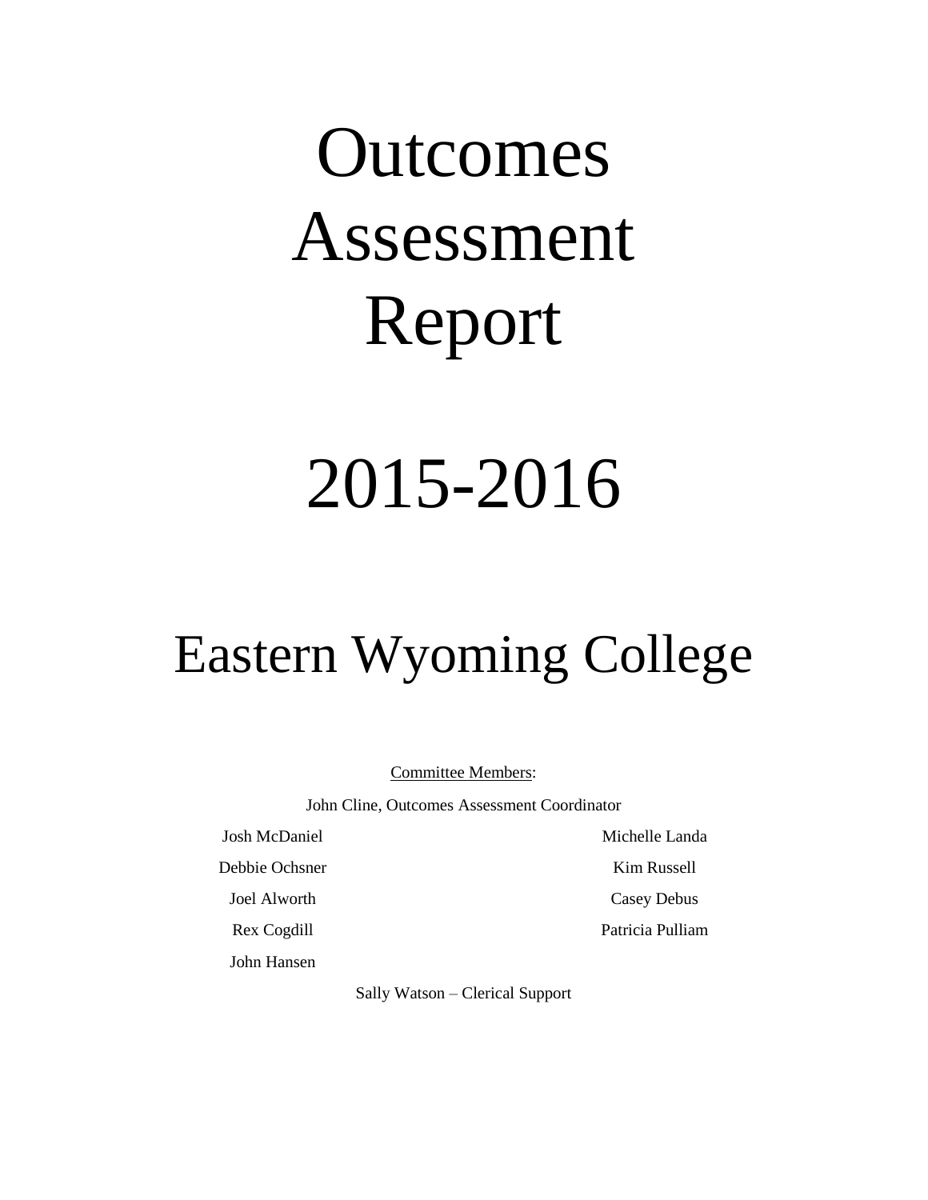# Outcomes Assessment Report

# 2015-2016

# Eastern Wyoming College

Committee Members:

John Cline, Outcomes Assessment Coordinator

Josh McDaniel

Debbie Ochsner

Joel Alworth

Rex Cogdill

John Hansen

Michelle Landa

Kim Russell

Casey Debus

Patricia Pulliam

Sally Watson – Clerical Support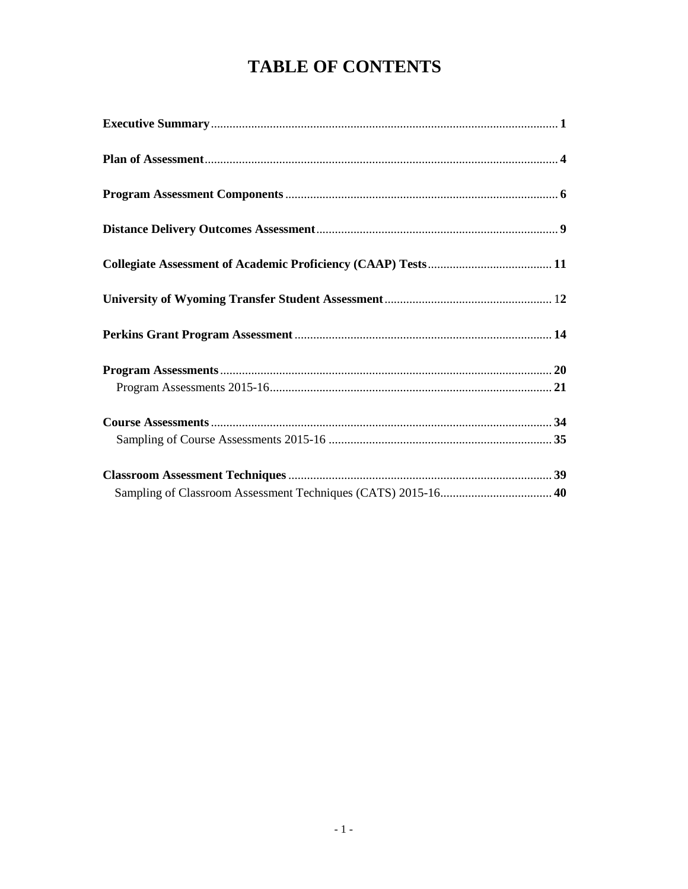# TABLE OF CONTENTS

**Executive Summary** ... **1**

**Plan of Assessment** ... **4**

**Program Assessment Components** ... **6**

**Distance Delivery Outcomes Assessment** ... **9**

**Collegiate Assessment of Academic Proficiency (CAAP) Tests** ... **11**

**University of Wyoming Transfer Student Assessment** ... 1**2**

**Perkins Grant Program Assessment** ... **14**

**Program Assessments** ... **20**

- Program Assessments 2015-16 ... **21**

**Course Assessments** ... **34**

- Sampling of Course Assessments 2015-16 ... **35**

**Classroom Assessment Techniques** ... **39**

- Sampling of Classroom Assessment Techniques (CATS) 2015-16 ... **40**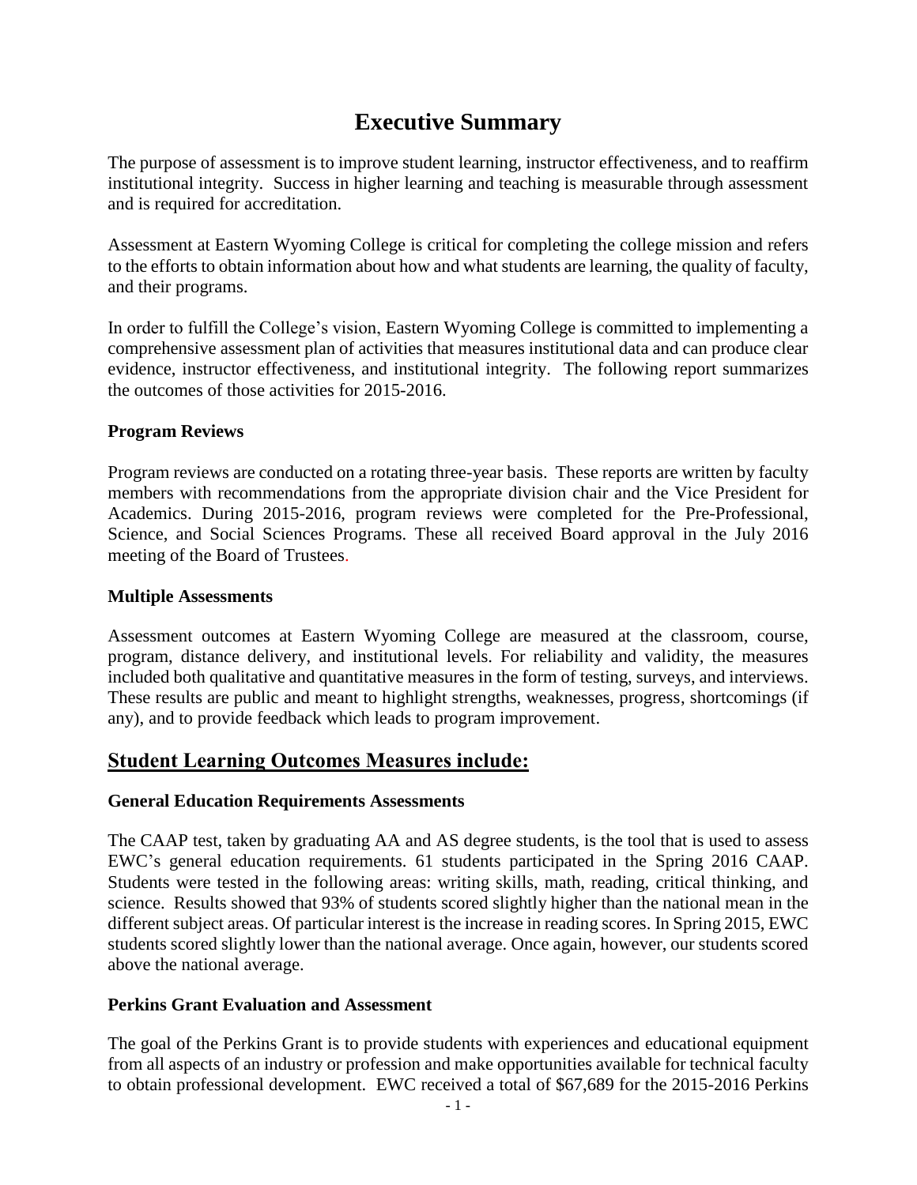# Executive Summary

The purpose of assessment is to improve student learning, instructor effectiveness, and to reaffirm institutional integrity. Success in higher learning and teaching is measurable through assessment and is required for accreditation.

Assessment at Eastern Wyoming College is critical for completing the college mission and refers to the efforts to obtain information about how and what students are learning, the quality of faculty, and their programs.

In order to fulfill the College's vision, Eastern Wyoming College is committed to implementing a comprehensive assessment plan of activities that measures institutional data and can produce clear evidence, instructor effectiveness, and institutional integrity. The following report summarizes the outcomes of those activities for 2015-2016.

### Program Reviews

Program reviews are conducted on a rotating three-year basis. These reports are written by faculty members with recommendations from the appropriate division chair and the Vice President for Academics. During 2015-2016, program reviews were completed for the Pre-Professional, Science, and Social Sciences Programs. These all received Board approval in the July 2016 meeting of the Board of Trustees.

### Multiple Assessments

Assessment outcomes at Eastern Wyoming College are measured at the classroom, course, program, distance delivery, and institutional levels. For reliability and validity, the measures included both qualitative and quantitative measures in the form of testing, surveys, and interviews. These results are public and meant to highlight strengths, weaknesses, progress, shortcomings (if any), and to provide feedback which leads to program improvement.

## Student Learning Outcomes Measures include:

### General Education Requirements Assessments

The CAAP test, taken by graduating AA and AS degree students, is the tool that is used to assess EWC's general education requirements. 61 students participated in the Spring 2016 CAAP. Students were tested in the following areas: writing skills, math, reading, critical thinking, and science. Results showed that 93% of students scored slightly higher than the national mean in the different subject areas. Of particular interest is the increase in reading scores. In Spring 2015, EWC students scored slightly lower than the national average. Once again, however, our students scored above the national average.

### Perkins Grant Evaluation and Assessment

The goal of the Perkins Grant is to provide students with experiences and educational equipment from all aspects of an industry or profession and make opportunities available for technical faculty to obtain professional development. EWC received a total of $67,689 for the 2015-2016 Perkins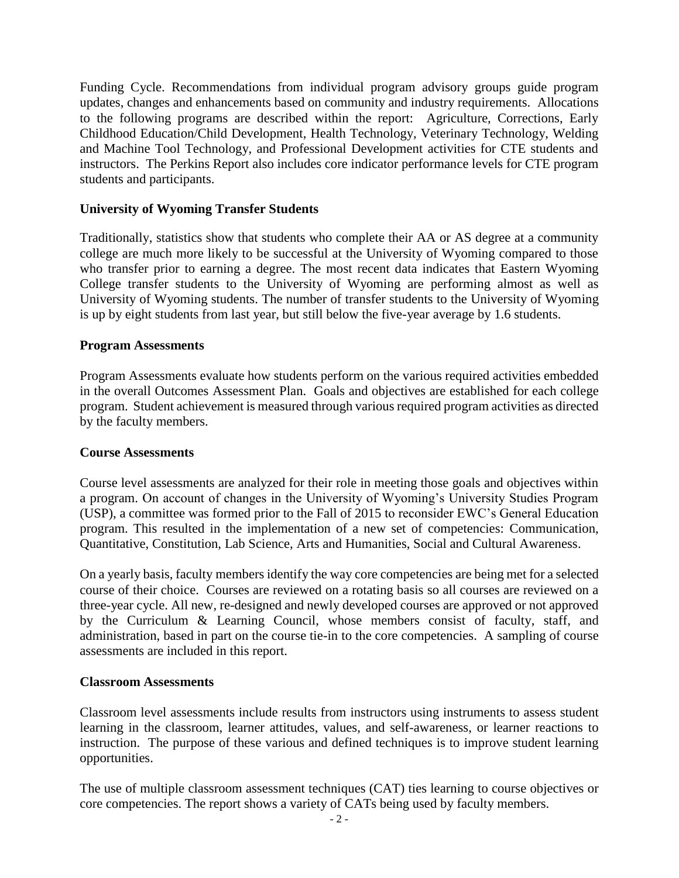Funding Cycle. Recommendations from individual program advisory groups guide program updates, changes and enhancements based on community and industry requirements. Allocations to the following programs are described within the report: Agriculture, Corrections, Early Childhood Education/Child Development, Health Technology, Veterinary Technology, Welding and Machine Tool Technology, and Professional Development activities for CTE students and instructors. The Perkins Report also includes core indicator performance levels for CTE program students and participants.

**University of Wyoming Transfer Students**

Traditionally, statistics show that students who complete their AA or AS degree at a community college are much more likely to be successful at the University of Wyoming compared to those who transfer prior to earning a degree. The most recent data indicates that Eastern Wyoming College transfer students to the University of Wyoming are performing almost as well as University of Wyoming students. The number of transfer students to the University of Wyoming is up by eight students from last year, but still below the five-year average by 1.6 students.

**Program Assessments**

Program Assessments evaluate how students perform on the various required activities embedded in the overall Outcomes Assessment Plan. Goals and objectives are established for each college program. Student achievement is measured through various required program activities as directed by the faculty members.

**Course Assessments**

Course level assessments are analyzed for their role in meeting those goals and objectives within a program. On account of changes in the University of Wyoming's University Studies Program (USP), a committee was formed prior to the Fall of 2015 to reconsider EWC's General Education program. This resulted in the implementation of a new set of competencies: Communication, Quantitative, Constitution, Lab Science, Arts and Humanities, Social and Cultural Awareness.

On a yearly basis, faculty members identify the way core competencies are being met for a selected course of their choice. Courses are reviewed on a rotating basis so all courses are reviewed on a three-year cycle. All new, re-designed and newly developed courses are approved or not approved by the Curriculum & Learning Council, whose members consist of faculty, staff, and administration, based in part on the course tie-in to the core competencies. A sampling of course assessments are included in this report.

**Classroom Assessments**

Classroom level assessments include results from instructors using instruments to assess student learning in the classroom, learner attitudes, values, and self-awareness, or learner reactions to instruction. The purpose of these various and defined techniques is to improve student learning opportunities.

The use of multiple classroom assessment techniques (CAT) ties learning to course objectives or core competencies. The report shows a variety of CATs being used by faculty members.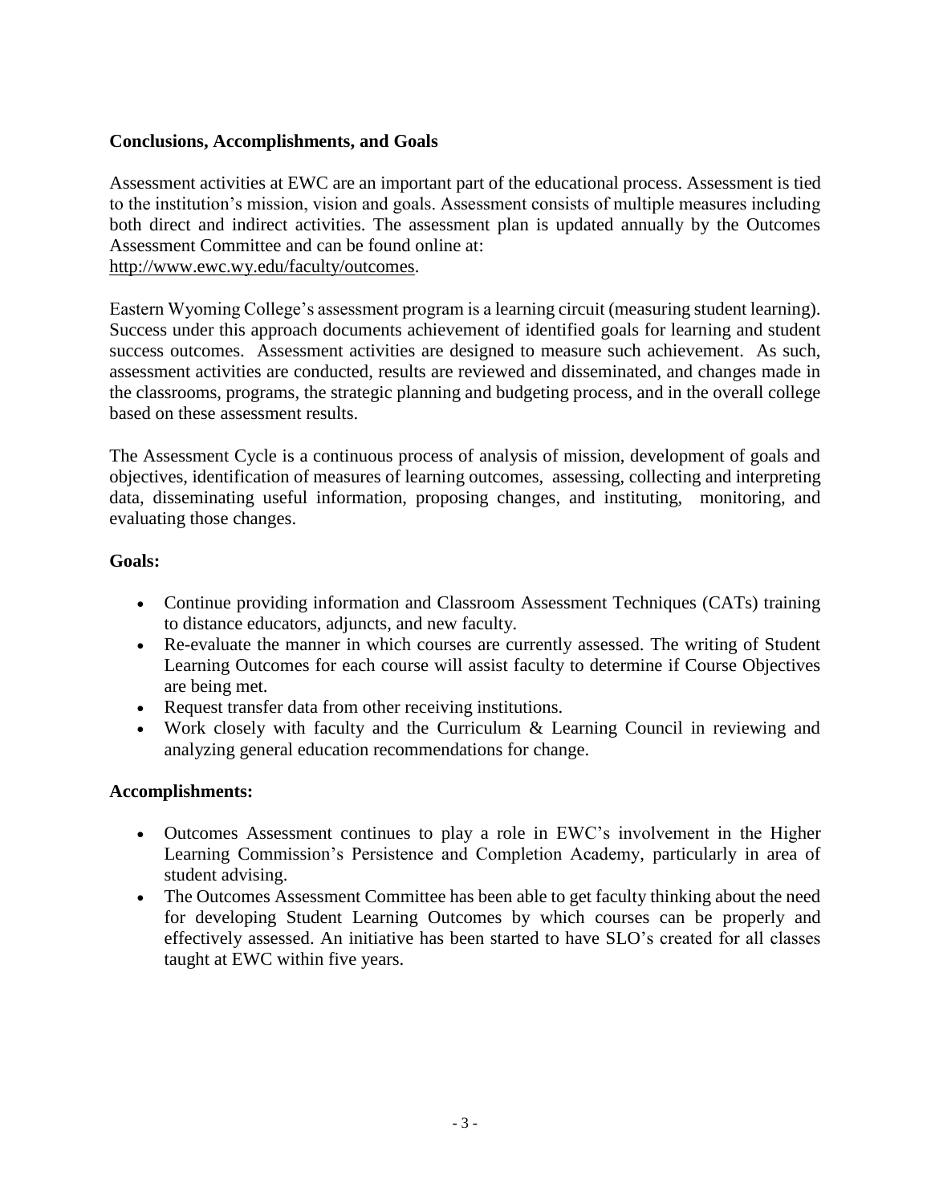## Conclusions, Accomplishments, and Goals

Assessment activities at EWC are an important part of the educational process. Assessment is tied to the institution's mission, vision and goals. Assessment consists of multiple measures including both direct and indirect activities. The assessment plan is updated annually by the Outcomes Assessment Committee and can be found online at:
http://www.ewc.wy.edu/faculty/outcomes.

Eastern Wyoming College's assessment program is a learning circuit (measuring student learning). Success under this approach documents achievement of identified goals for learning and student success outcomes. Assessment activities are designed to measure such achievement. As such, assessment activities are conducted, results are reviewed and disseminated, and changes made in the classrooms, programs, the strategic planning and budgeting process, and in the overall college based on these assessment results.

The Assessment Cycle is a continuous process of analysis of mission, development of goals and objectives, identification of measures of learning outcomes, assessing, collecting and interpreting data, disseminating useful information, proposing changes, and instituting, monitoring, and evaluating those changes.

### Goals:

- Continue providing information and Classroom Assessment Techniques (CATs) training to distance educators, adjuncts, and new faculty.
- Re-evaluate the manner in which courses are currently assessed. The writing of Student Learning Outcomes for each course will assist faculty to determine if Course Objectives are being met.
- Request transfer data from other receiving institutions.
- Work closely with faculty and the Curriculum & Learning Council in reviewing and analyzing general education recommendations for change.

### Accomplishments:

- Outcomes Assessment continues to play a role in EWC's involvement in the Higher Learning Commission's Persistence and Completion Academy, particularly in area of student advising.
- The Outcomes Assessment Committee has been able to get faculty thinking about the need for developing Student Learning Outcomes by which courses can be properly and effectively assessed. An initiative has been started to have SLO's created for all classes taught at EWC within five years.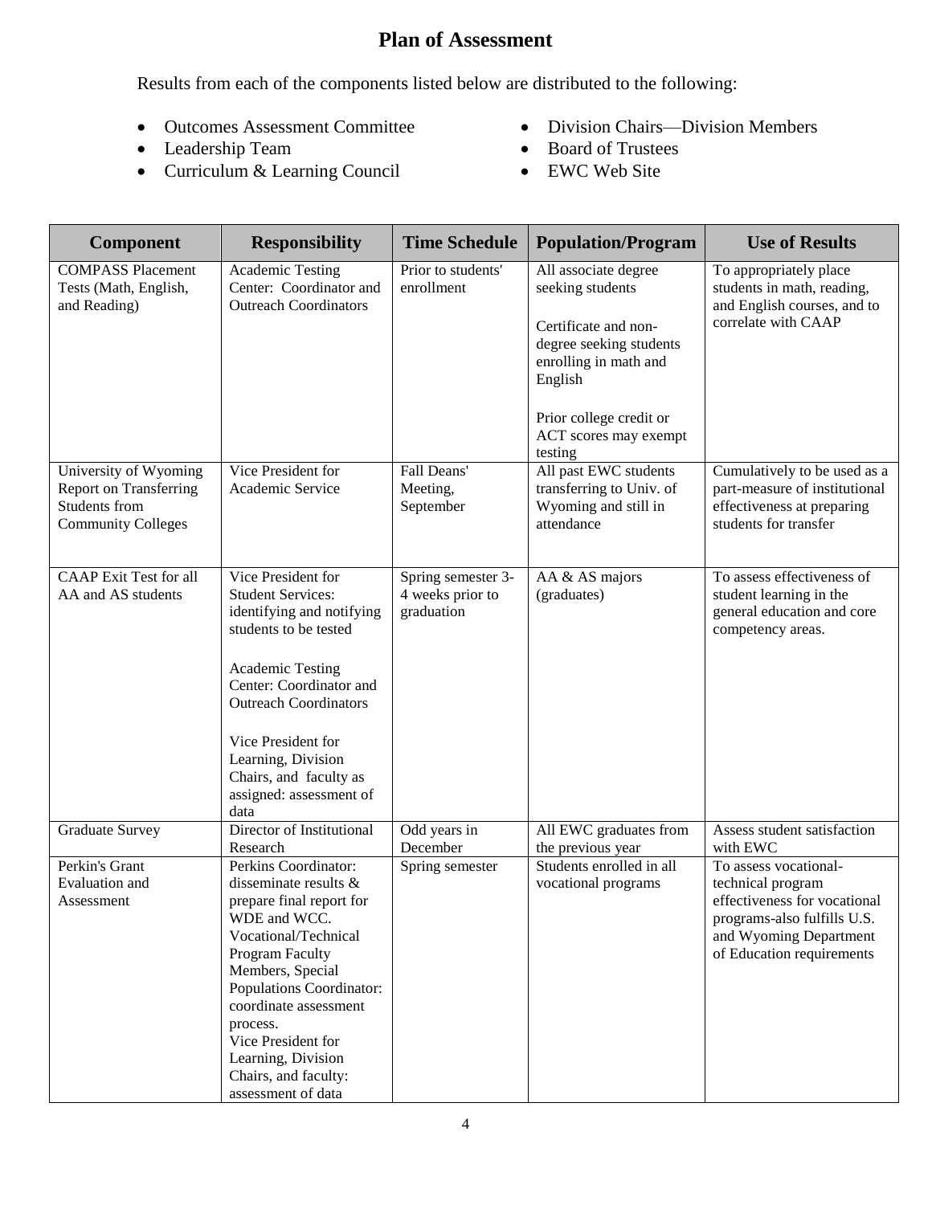# Plan of Assessment

Results from each of the components listed below are distributed to the following:

- Outcomes Assessment Committee
- Leadership Team
- Curriculum & Learning Council
- Division Chairs—Division Members
- Board of Trustees
- EWC Web Site

| Component | Responsibility | Time Schedule | Population/Program | Use of Results |
|---|---|---|---|---|
| COMPASS Placement Tests (Math, English, and Reading) | Academic Testing Center: Coordinator and Outreach Coordinators | Prior to students' enrollment | All associate degree seeking students<br><br>Certificate and non-degree seeking students enrolling in math and English<br><br>Prior college credit or ACT scores may exempt testing | To appropriately place students in math, reading, and English courses, and to correlate with CAAP |
| University of Wyoming Report on Transferring Students from Community Colleges | Vice President for Academic Service | Fall Deans' Meeting, September | All past EWC students transferring to Univ. of Wyoming and still in attendance | Cumulatively to be used as a part-measure of institutional effectiveness at preparing students for transfer |
| CAAP Exit Test for all AA and AS students | Vice President for Student Services: identifying and notifying students to be tested<br><br>Academic Testing Center: Coordinator and Outreach Coordinators<br><br>Vice President for Learning, Division Chairs, and faculty as assigned: assessment of data | Spring semester 3-4 weeks prior to graduation | AA & AS majors (graduates) | To assess effectiveness of student learning in the general education and core competency areas. |
| Graduate Survey | Director of Institutional Research | Odd years in December | All EWC graduates from the previous year | Assess student satisfaction with EWC |
| Perkin's Grant Evaluation and Assessment | Perkins Coordinator: disseminate results & prepare final report for WDE and WCC. Vocational/Technical Program Faculty Members, Special Populations Coordinator: coordinate assessment process. Vice President for Learning, Division Chairs, and faculty: assessment of data | Spring semester | Students enrolled in all vocational programs | To assess vocational-technical program effectiveness for vocational programs-also fulfills U.S. and Wyoming Department of Education requirements |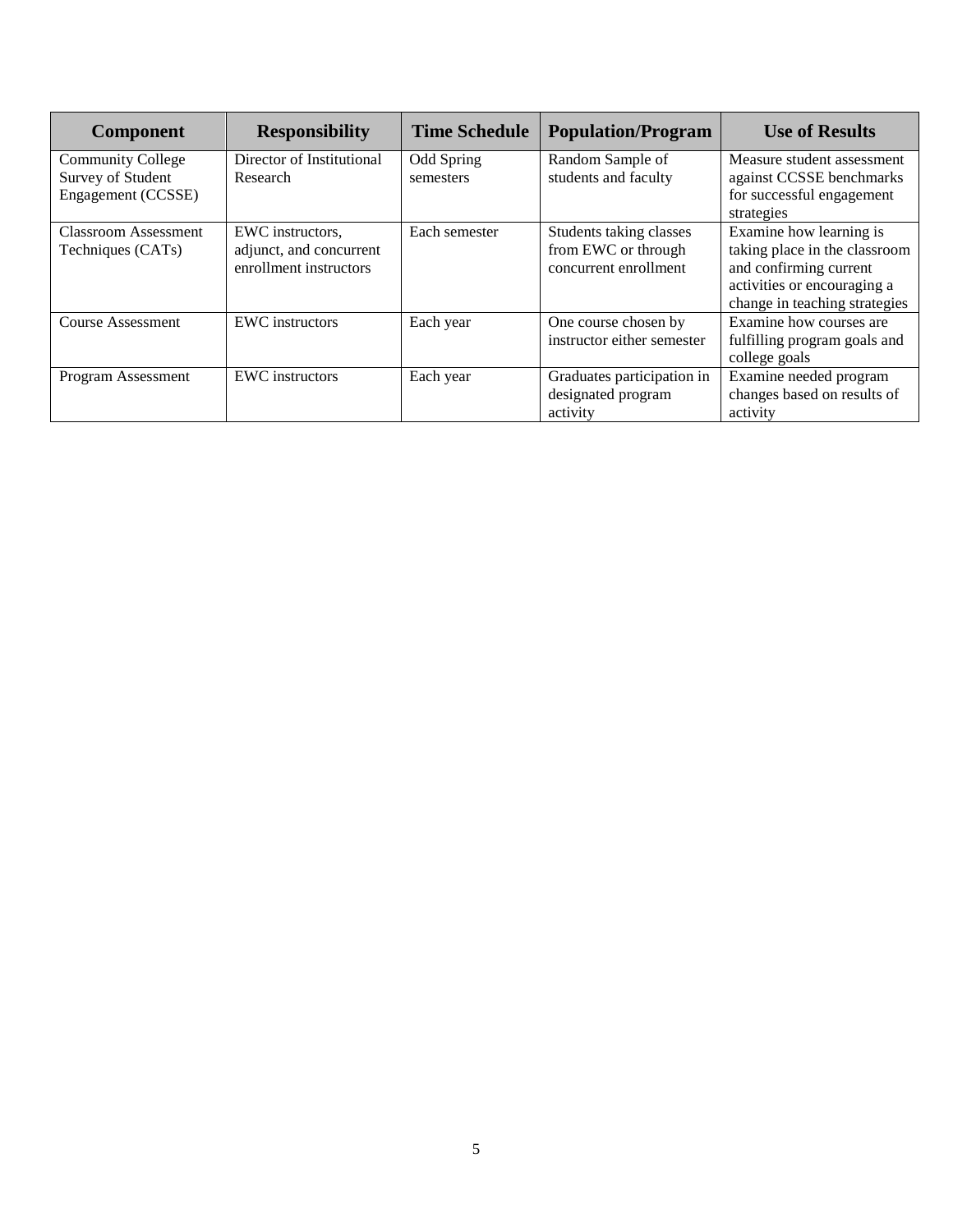| Component | Responsibility | Time Schedule | Population/Program | Use of Results |
|---|---|---|---|---|
| Community College Survey of Student Engagement (CCSSE) | Director of Institutional Research | Odd Spring semesters | Random Sample of students and faculty | Measure student assessment against CCSSE benchmarks for successful engagement strategies |
| Classroom Assessment Techniques (CATs) | EWC instructors, adjunct, and concurrent enrollment instructors | Each semester | Students taking classes from EWC or through concurrent enrollment | Examine how learning is taking place in the classroom and confirming current activities or encouraging a change in teaching strategies |
| Course Assessment | EWC instructors | Each year | One course chosen by instructor either semester | Examine how courses are fulfilling program goals and college goals |
| Program Assessment | EWC instructors | Each year | Graduates participation in designated program activity | Examine needed program changes based on results of activity |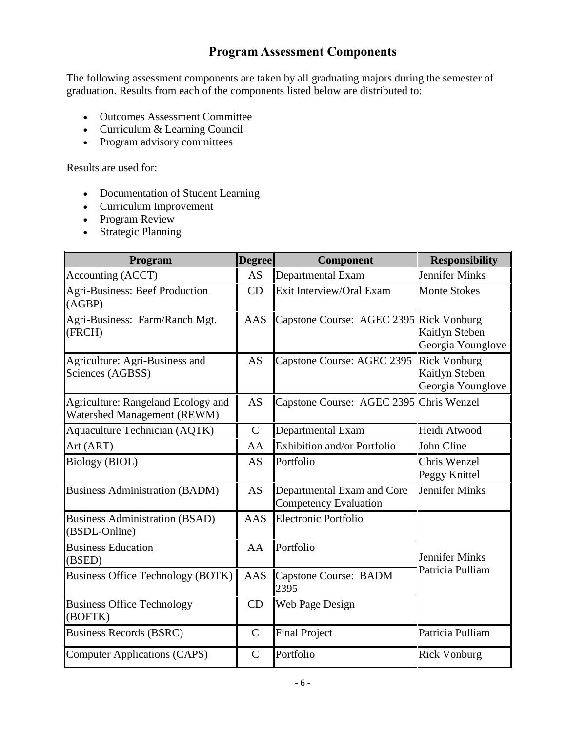# Program Assessment Components

The following assessment components are taken by all graduating majors during the semester of graduation. Results from each of the components listed below are distributed to:

- Outcomes Assessment Committee
- Curriculum & Learning Council
- Program advisory committees

Results are used for:

- Documentation of Student Learning
- Curriculum Improvement
- Program Review
- Strategic Planning

| Program | Degree | Component | Responsibility |
|---|---|---|---|
| Accounting (ACCT) | AS | Departmental Exam | Jennifer Minks |
| Agri-Business: Beef Production (AGBP) | CD | Exit Interview/Oral Exam | Monte Stokes |
| Agri-Business: Farm/Ranch Mgt. (FRCH) | AAS | Capstone Course: AGEC 2395 | Rick Vonburg<br>Kaitlyn Steben<br>Georgia Younglove |
| Agriculture: Agri-Business and Sciences (AGBSS) | AS | Capstone Course: AGEC 2395 | Rick Vonburg<br>Kaitlyn Steben<br>Georgia Younglove |
| Agriculture: Rangeland Ecology and Watershed Management (REWM) | AS | Capstone Course: AGEC 2395 | Chris Wenzel |
| Aquaculture Technician (AQTK) | C | Departmental Exam | Heidi Atwood |
| Art (ART) | AA | Exhibition and/or Portfolio | John Cline |
| Biology (BIOL) | AS | Portfolio | Chris Wenzel<br>Peggy Knittel |
| Business Administration (BADM) | AS | Departmental Exam and Core Competency Evaluation | Jennifer Minks |
| Business Administration (BSAD) (BSDL-Online) | AAS | Electronic Portfolio | Jennifer Minks<br>Patricia Pulliam |
| Business Education (BSED) | AA | Portfolio | Jennifer Minks<br>Patricia Pulliam |
| Business Office Technology (BOTK) | AAS | Capstone Course: BADM 2395 | Jennifer Minks<br>Patricia Pulliam |
| Business Office Technology (BOFTK) | CD | Web Page Design | Jennifer Minks<br>Patricia Pulliam |
| Business Records (BSRC) | C | Final Project | Patricia Pulliam |
| Computer Applications (CAPS) | C | Portfolio | Rick Vonburg |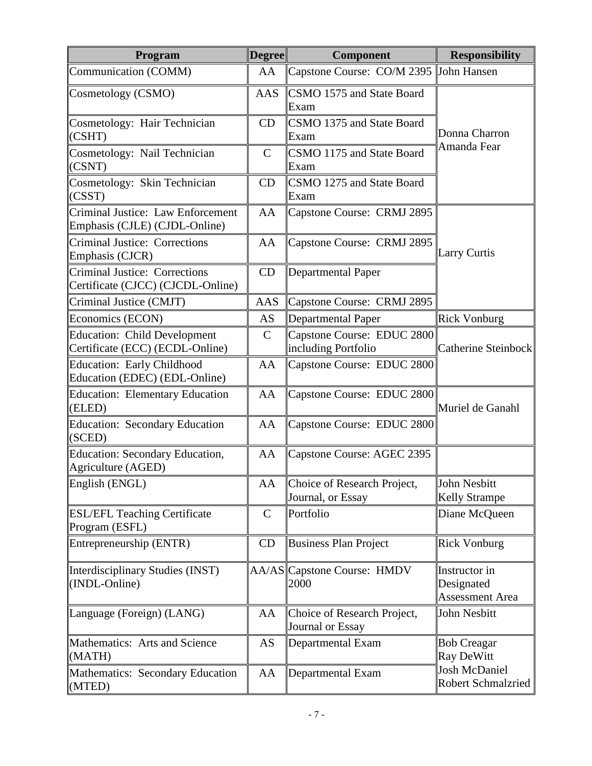| Program | Degree | Component | Responsibility |
|---|---|---|---|
| Communication (COMM) | AA | Capstone Course: CO/M 2395 | John Hansen |
| Cosmetology (CSMO) | AAS | CSMO 1575 and State Board Exam | Donna Charron<br>Amanda Fear |
| Cosmetology: Hair Technician (CSHT) | CD | CSMO 1375 and State Board Exam | |
| Cosmetology: Nail Technician (CSNT) | C | CSMO 1175 and State Board Exam | |
| Cosmetology: Skin Technician (CSST) | CD | CSMO 1275 and State Board Exam | |
| Criminal Justice: Law Enforcement Emphasis (CJLE) (CJDL-Online) | AA | Capstone Course: CRMJ 2895 | Larry Curtis |
| Criminal Justice: Corrections Emphasis (CJCR) | AA | Capstone Course: CRMJ 2895 | |
| Criminal Justice: Corrections Certificate (CJCC) (CJCDL-Online) | CD | Departmental Paper | |
| Criminal Justice (CMJT) | AAS | Capstone Course: CRMJ 2895 | |
| Economics (ECON) | AS | Departmental Paper | Rick Vonburg |
| Education: Child Development Certificate (ECC) (ECDL-Online) | C | Capstone Course: EDUC 2800 including Portfolio | Catherine Steinbock |
| Education: Early Childhood Education (EDEC) (EDL-Online) | AA | Capstone Course: EDUC 2800 | |
| Education: Elementary Education (ELED) | AA | Capstone Course: EDUC 2800 | Muriel de Ganahl |
| Education: Secondary Education (SCED) | AA | Capstone Course: EDUC 2800 | |
| Education: Secondary Education, Agriculture (AGED) | AA | Capstone Course: AGEC 2395 | |
| English (ENGL) | AA | Choice of Research Project, Journal, or Essay | John Nesbitt<br>Kelly Strampe |
| ESL/EFL Teaching Certificate Program (ESFL) | C | Portfolio | Diane McQueen |
| Entrepreneurship (ENTR) | CD | Business Plan Project | Rick Vonburg |
| Interdisciplinary Studies (INST) (INDL-Online) | AA/AS | Capstone Course: HMDV 2000 | Instructor in Designated Assessment Area |
| Language (Foreign) (LANG) | AA | Choice of Research Project, Journal or Essay | John Nesbitt |
| Mathematics: Arts and Science (MATH) | AS | Departmental Exam | Bob Creagar<br>Ray DeWitt<br>Josh McDaniel<br>Robert Schmalzried |
| Mathematics: Secondary Education (MTED) | AA | Departmental Exam | |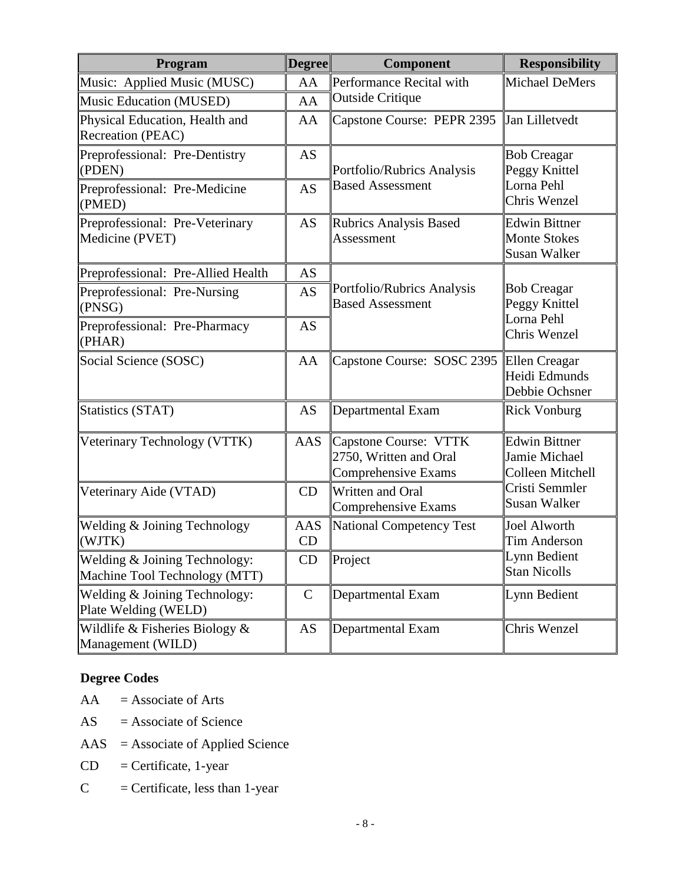| Program | Degree | Component | Responsibility |
|---|---|---|---|
| Music: Applied Music (MUSC) | AA | Performance Recital with Outside Critique | Michael DeMers |
| Music Education (MUSED) | AA | | |
| Physical Education, Health and Recreation (PEAC) | AA | Capstone Course: PEPR 2395 | Jan Lilletvedt |
| Preprofessional: Pre-Dentistry (PDEN) | AS | Portfolio/Rubrics Analysis Based Assessment | Bob Creagar<br>Peggy Knittel<br>Lorna Pehl<br>Chris Wenzel |
| Preprofessional: Pre-Medicine (PMED) | AS | | |
| Preprofessional: Pre-Veterinary Medicine (PVET) | AS | Rubrics Analysis Based Assessment | Edwin Bittner<br>Monte Stokes<br>Susan Walker |
| Preprofessional: Pre-Allied Health | AS | Portfolio/Rubrics Analysis Based Assessment | Bob Creagar<br>Peggy Knittel<br>Lorna Pehl<br>Chris Wenzel |
| Preprofessional: Pre-Nursing (PNSG) | AS | | |
| Preprofessional: Pre-Pharmacy (PHAR) | AS | | |
| Social Science (SOSC) | AA | Capstone Course: SOSC 2395 | Ellen Creagar<br>Heidi Edmunds<br>Debbie Ochsner |
| Statistics (STAT) | AS | Departmental Exam | Rick Vonburg |
| Veterinary Technology (VTTK) | AAS | Capstone Course: VTTK 2750, Written and Oral Comprehensive Exams | Edwin Bittner<br>Jamie Michael<br>Colleen Mitchell<br>Cristi Semmler<br>Susan Walker |
| Veterinary Aide (VTAD) | CD | Written and Oral Comprehensive Exams | |
| Welding & Joining Technology (WJTK) | AAS<br>CD | National Competency Test | Joel Alworth<br>Tim Anderson<br>Lynn Bedient<br>Stan Nicolls |
| Welding & Joining Technology: Machine Tool Technology (MTT) | CD | Project | |
| Welding & Joining Technology: Plate Welding (WELD) | C | Departmental Exam | Lynn Bedient |
| Wildlife & Fisheries Biology & Management (WILD) | AS | Departmental Exam | Chris Wenzel |

**Degree Codes**

AA = Associate of Arts

AS = Associate of Science

AAS = Associate of Applied Science

CD = Certificate, 1-year

C = Certificate, less than 1-year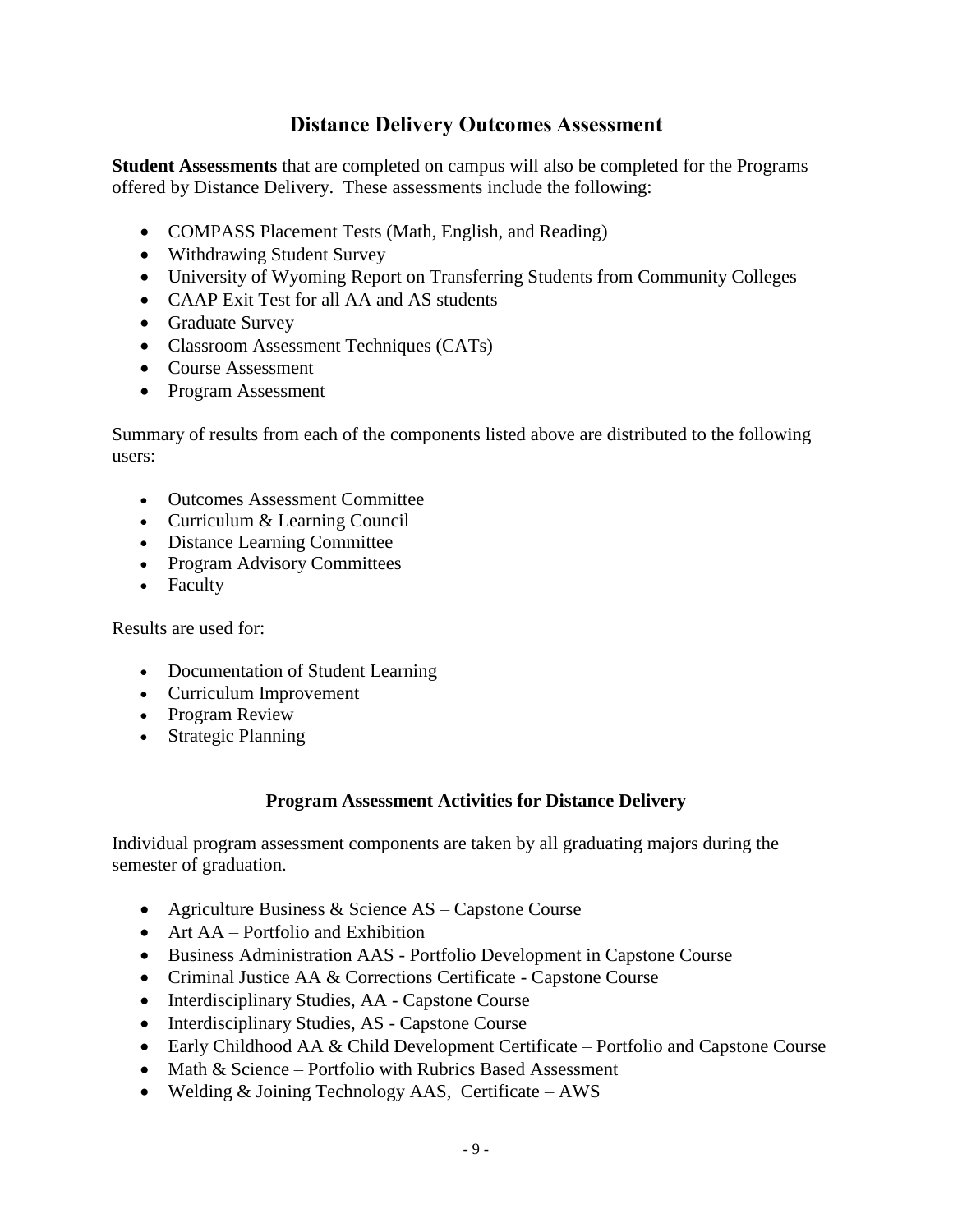# Distance Delivery Outcomes Assessment

**Student Assessments** that are completed on campus will also be completed for the Programs offered by Distance Delivery. These assessments include the following:

- COMPASS Placement Tests (Math, English, and Reading)
- Withdrawing Student Survey
- University of Wyoming Report on Transferring Students from Community Colleges
- CAAP Exit Test for all AA and AS students
- Graduate Survey
- Classroom Assessment Techniques (CATs)
- Course Assessment
- Program Assessment

Summary of results from each of the components listed above are distributed to the following users:

- Outcomes Assessment Committee
- Curriculum & Learning Council
- Distance Learning Committee
- Program Advisory Committees
- Faculty

Results are used for:

- Documentation of Student Learning
- Curriculum Improvement
- Program Review
- Strategic Planning

## Program Assessment Activities for Distance Delivery

Individual program assessment components are taken by all graduating majors during the semester of graduation.

- Agriculture Business & Science AS – Capstone Course
- Art AA – Portfolio and Exhibition
- Business Administration AAS - Portfolio Development in Capstone Course
- Criminal Justice AA & Corrections Certificate - Capstone Course
- Interdisciplinary Studies, AA - Capstone Course
- Interdisciplinary Studies, AS - Capstone Course
- Early Childhood AA & Child Development Certificate – Portfolio and Capstone Course
- Math & Science – Portfolio with Rubrics Based Assessment
- Welding & Joining Technology AAS, Certificate – AWS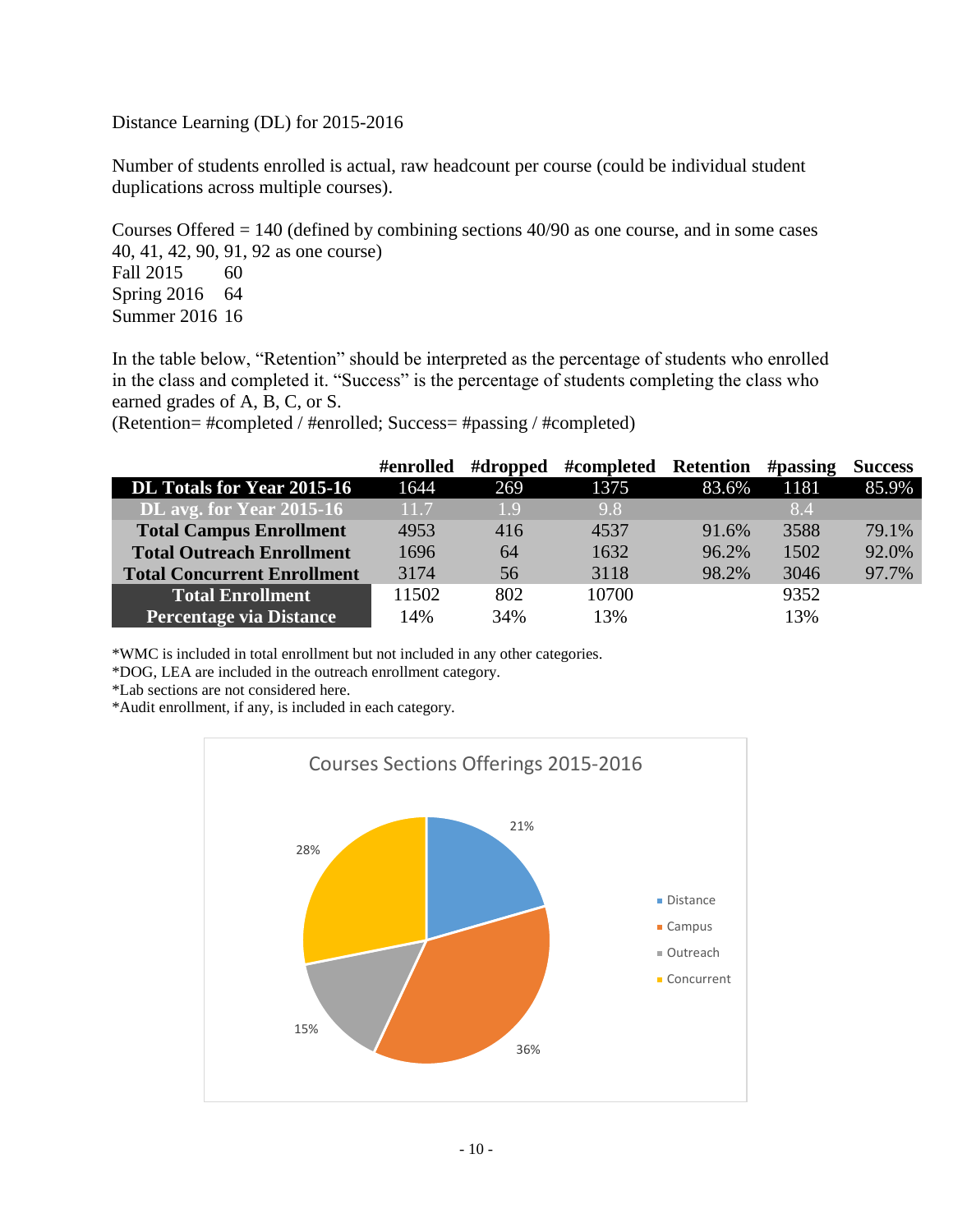Distance Learning (DL) for 2015-2016

Number of students enrolled is actual, raw headcount per course (could be individual student duplications across multiple courses).

Courses Offered = 140 (defined by combining sections 40/90 as one course, and in some cases 40, 41, 42, 90, 91, 92 as one course)
Fall 2015 60
Spring 2016 64
Summer 2016 16

In the table below, "Retention" should be interpreted as the percentage of students who enrolled in the class and completed it. "Success" is the percentage of students completing the class who earned grades of A, B, C, or S.
(Retention= #completed / #enrolled; Success= #passing / #completed)

| | #enrolled | #dropped | #completed | Retention | #passing | Success |
|---|---|---|---|---|---|---|
| **DL Totals for Year 2015-16** | 1644 | 269 | 1375 | 83.6% | 1181 | 85.9% |
| **DL avg. for Year 2015-16** | 11.7 | 1.9 | 9.8 | | 8.4 | |
| **Total Campus Enrollment** | 4953 | 416 | 4537 | 91.6% | 3588 | 79.1% |
| **Total Outreach Enrollment** | 1696 | 64 | 1632 | 96.2% | 1502 | 92.0% |
| **Total Concurrent Enrollment** | 3174 | 56 | 3118 | 98.2% | 3046 | 97.7% |
| **Total Enrollment** | 11502 | 802 | 10700 | | 9352 | |
| **Percentage via Distance** | 14% | 34% | 13% | | 13% | |

*WMC is included in total enrollment but not included in any other categories.
*DOG, LEA are included in the outreach enrollment category.
*Lab sections are not considered here.
*Audit enrollment, if any, is included in each category.

Courses Sections Offerings 2015-2016

| Category | Percentage |
|---|---|
| Distance | 21% |
| Campus | 36% |
| Outreach | 15% |
| Concurrent | 28% |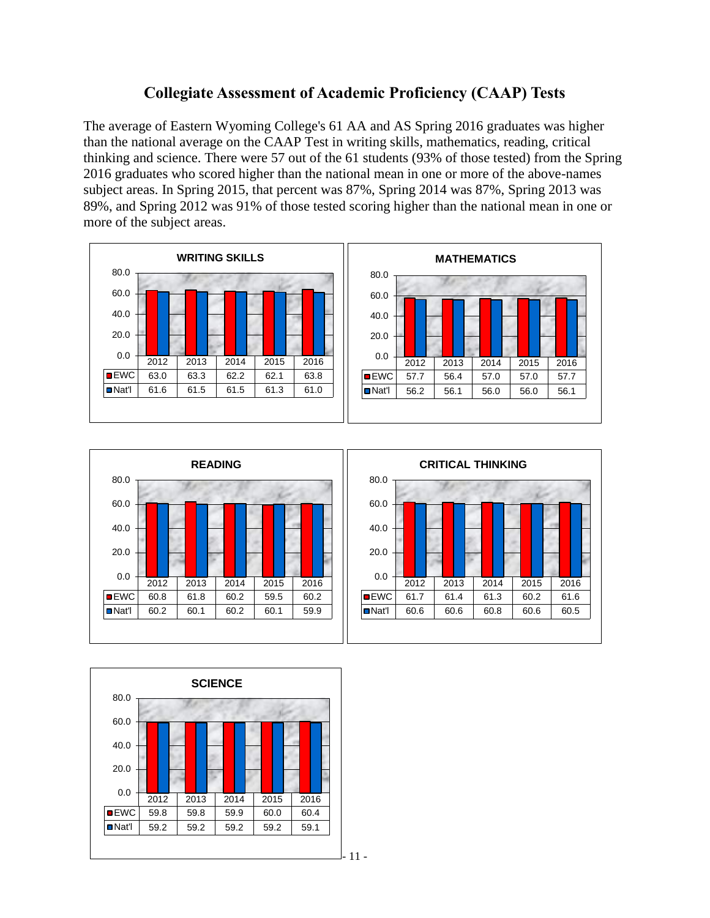# Collegiate Assessment of Academic Proficiency (CAAP) Tests

The average of Eastern Wyoming College's 61 AA and AS Spring 2016 graduates was higher than the national average on the CAAP Test in writing skills, mathematics, reading, critical thinking and science. There were 57 out of the 61 students (93% of those tested) from the Spring 2016 graduates who scored higher than the national mean in one or more of the above-names subject areas. In Spring 2015, that percent was 87%, Spring 2014 was 87%, Spring 2013 was 89%, and Spring 2012 was 91% of those tested scoring higher than the national mean in one or more of the subject areas.

**WRITING SKILLS**

| | 2012 | 2013 | 2014 | 2015 | 2016 |
|---|---|---|---|---|---|
| EWC | 63.0 | 63.3 | 62.2 | 62.1 | 63.8 |
| Nat'l | 61.6 | 61.5 | 61.5 | 61.3 | 61.0 |

**MATHEMATICS**

| | 2012 | 2013 | 2014 | 2015 | 2016 |
|---|---|---|---|---|---|
| EWC | 57.7 | 56.4 | 57.0 | 57.0 | 57.7 |
| Nat'l | 56.2 | 56.1 | 56.0 | 56.0 | 56.1 |

**READING**

| | 2012 | 2013 | 2014 | 2015 | 2016 |
|---|---|---|---|---|---|
| EWC | 60.8 | 61.8 | 60.2 | 59.5 | 60.2 |
| Nat'l | 60.2 | 60.1 | 60.2 | 60.1 | 59.9 |

**CRITICAL THINKING**

| | 2012 | 2013 | 2014 | 2015 | 2016 |
|---|---|---|---|---|---|
| EWC | 61.7 | 61.4 | 61.3 | 60.2 | 61.6 |
| Nat'l | 60.6 | 60.6 | 60.8 | 60.6 | 60.5 |

**SCIENCE**

| | 2012 | 2013 | 2014 | 2015 | 2016 |
|---|---|---|---|---|---|
| EWC | 59.8 | 59.8 | 59.9 | 60.0 | 60.4 |
| Nat'l | 59.2 | 59.2 | 59.2 | 59.2 | 59.1 |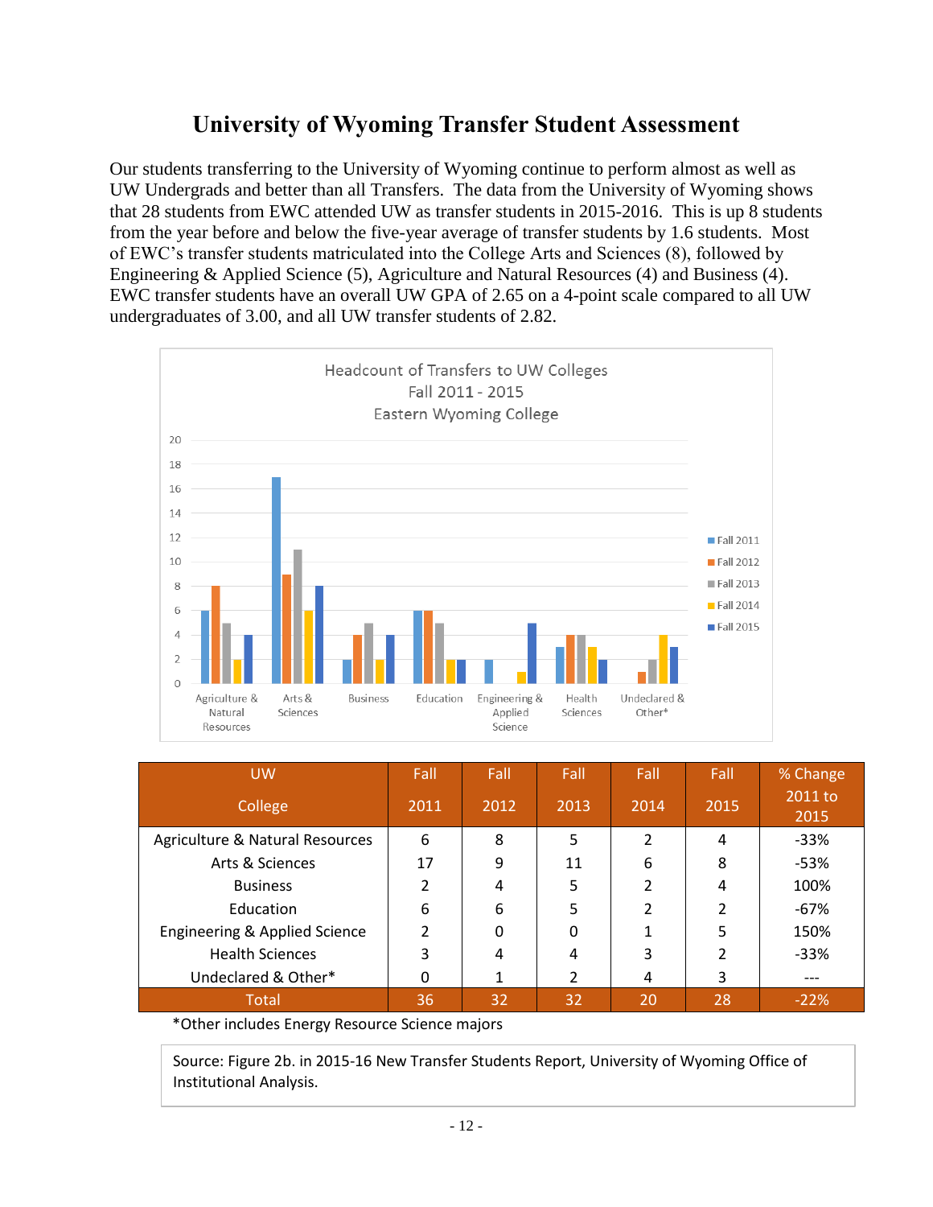# University of Wyoming Transfer Student Assessment

Our students transferring to the University of Wyoming continue to perform almost as well as UW Undergrads and better than all Transfers. The data from the University of Wyoming shows that 28 students from EWC attended UW as transfer students in 2015-2016. This is up 8 students from the year before and below the five-year average of transfer students by 1.6 students. Most of EWC's transfer students matriculated into the College Arts and Sciences (8), followed by Engineering & Applied Science (5), Agriculture and Natural Resources (4) and Business (4). EWC transfer students have an overall UW GPA of 2.65 on a 4-point scale compared to all UW undergraduates of 3.00, and all UW transfer students of 2.82.

Headcount of Transfers to UW Colleges
Fall 2011 - 2015
Eastern Wyoming College

| UW College | Fall 2011 | Fall 2012 | Fall 2013 | Fall 2014 | Fall 2015 | % Change 2011 to 2015 |
|---|---|---|---|---|---|---|
| Agriculture & Natural Resources | 6 | 8 | 5 | 2 | 4 | -33% |
| Arts & Sciences | 17 | 9 | 11 | 6 | 8 | -53% |
| Business | 2 | 4 | 5 | 2 | 4 | 100% |
| Education | 6 | 6 | 5 | 2 | 2 | -67% |
| Engineering & Applied Science | 2 | 0 | 0 | 1 | 5 | 150% |
| Health Sciences | 3 | 4 | 4 | 3 | 2 | -33% |
| Undeclared & Other* | 0 | 1 | 2 | 4 | 3 | --- |
| Total | 36 | 32 | 32 | 20 | 28 | -22% |

*Other includes Energy Resource Science majors

Source: Figure 2b. in 2015-16 New Transfer Students Report, University of Wyoming Office of Institutional Analysis.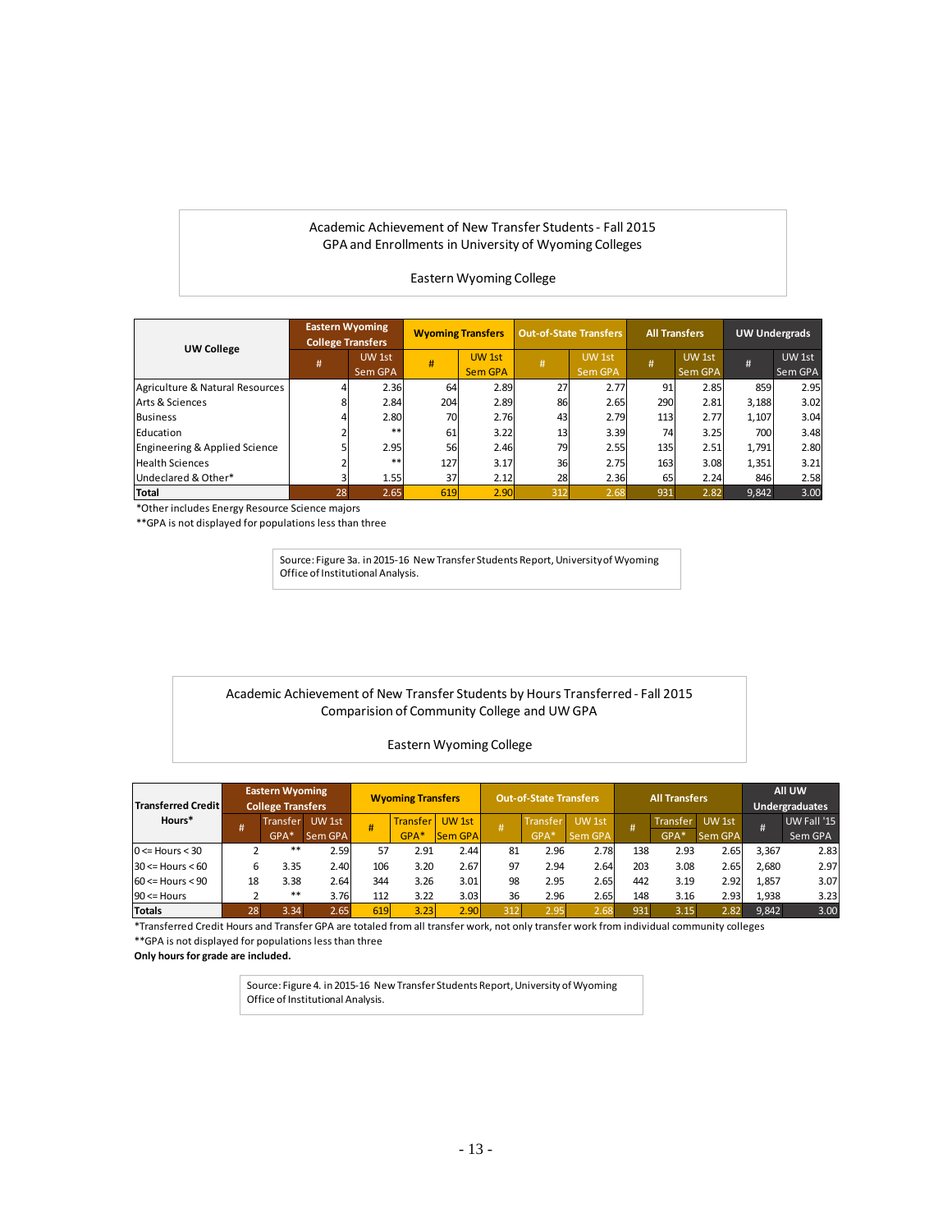Academic Achievement of New Transfer Students - Fall 2015
GPA and Enrollments in University of Wyoming Colleges

Eastern Wyoming College

| UW College | Eastern Wyoming College Transfers | | Wyoming Transfers | | Out-of-State Transfers | | All Transfers | | UW Undergrads | |
|---|---|---|---|---|---|---|---|---|---|---|
| | # | UW 1st Sem GPA | # | UW 1st Sem GPA | # | UW 1st Sem GPA | # | UW 1st Sem GPA | # | UW 1st Sem GPA |
| Agriculture & Natural Resources | 4 | 2.36 | 64 | 2.89 | 27 | 2.77 | 91 | 2.85 | 859 | 2.95 |
| Arts & Sciences | 8 | 2.84 | 204 | 2.89 | 86 | 2.65 | 290 | 2.81 | 3,188 | 3.02 |
| Business | 4 | 2.80 | 70 | 2.76 | 43 | 2.79 | 113 | 2.77 | 1,107 | 3.04 |
| Education | 2 | ** | 61 | 3.22 | 13 | 3.39 | 74 | 3.25 | 700 | 3.48 |
| Engineering & Applied Science | 5 | 2.95 | 56 | 2.46 | 79 | 2.55 | 135 | 2.51 | 1,791 | 2.80 |
| Health Sciences | 2 | ** | 127 | 3.17 | 36 | 2.75 | 163 | 3.08 | 1,351 | 3.21 |
| Undeclared & Other* | 3 | 1.55 | 37 | 2.12 | 28 | 2.36 | 65 | 2.24 | 846 | 2.58 |
| **Total** | 28 | 2.65 | 619 | 2.90 | 312 | 2.68 | 931 | 2.82 | 9,842 | 3.00 |

*Other includes Energy Resource Science majors
**GPA is not displayed for populations less than three

Source: Figure 3a. in 2015-16 New Transfer Students Report, University of Wyoming Office of Institutional Analysis.

Academic Achievement of New Transfer Students by Hours Transferred - Fall 2015
Comparision of Community College and UW GPA

Eastern Wyoming College

| Transferred Credit Hours* | Eastern Wyoming College Transfers | | | Wyoming Transfers | | | Out-of-State Transfers | | | All Transfers | | | All UW Undergraduates | |
|---|---|---|---|---|---|---|---|---|---|---|---|---|---|---|
| | # | Transfer GPA* | UW 1st Sem GPA | # | Transfer GPA* | UW 1st Sem GPA | # | Transfer GPA* | UW 1st Sem GPA | # | Transfer GPA* | UW 1st Sem GPA | # | UW Fall '15 Sem GPA |
| 0 <= Hours < 30 | 2 | ** | 2.59 | 57 | 2.91 | 2.44 | 81 | 2.96 | 2.78 | 138 | 2.93 | 2.65 | 3,367 | 2.83 |
| 30 <= Hours < 60 | 6 | 3.35 | 2.40 | 106 | 3.20 | 2.67 | 97 | 2.94 | 2.64 | 203 | 3.08 | 2.65 | 2,680 | 2.97 |
| 60 <= Hours < 90 | 18 | 3.38 | 2.64 | 344 | 3.26 | 3.01 | 98 | 2.95 | 2.65 | 442 | 3.19 | 2.92 | 1,857 | 3.07 |
| 90 <= Hours | 2 | ** | 3.76 | 112 | 3.22 | 3.03 | 36 | 2.96 | 2.65 | 148 | 3.16 | 2.93 | 1,938 | 3.23 |
| **Totals** | 28 | 3.34 | 2.65 | 619 | 3.23 | 2.90 | 312 | 2.95 | 2.68 | 931 | 3.15 | 2.82 | 9,842 | 3.00 |

*Transferred Credit Hours and Transfer GPA are totaled from all transfer work, not only transfer work from individual community colleges
**GPA is not displayed for populations less than three
**Only hours for grade are included.**

Source: Figure 4. in 2015-16 New Transfer Students Report, University of Wyoming Office of Institutional Analysis.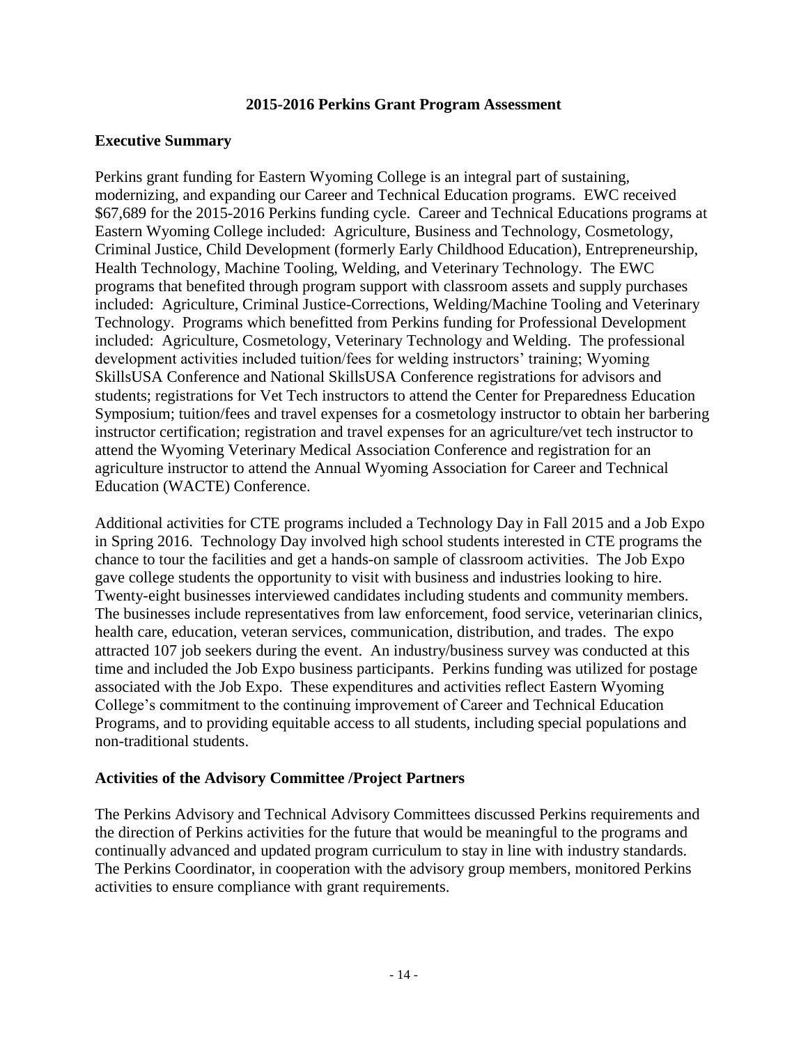## 2015-2016 Perkins Grant Program Assessment

### Executive Summary

Perkins grant funding for Eastern Wyoming College is an integral part of sustaining, modernizing, and expanding our Career and Technical Education programs. EWC received $67,689 for the 2015-2016 Perkins funding cycle. Career and Technical Educations programs at Eastern Wyoming College included: Agriculture, Business and Technology, Cosmetology, Criminal Justice, Child Development (formerly Early Childhood Education), Entrepreneurship, Health Technology, Machine Tooling, Welding, and Veterinary Technology. The EWC programs that benefited through program support with classroom assets and supply purchases included: Agriculture, Criminal Justice-Corrections, Welding/Machine Tooling and Veterinary Technology. Programs which benefitted from Perkins funding for Professional Development included: Agriculture, Cosmetology, Veterinary Technology and Welding. The professional development activities included tuition/fees for welding instructors' training; Wyoming SkillsUSA Conference and National SkillsUSA Conference registrations for advisors and students; registrations for Vet Tech instructors to attend the Center for Preparedness Education Symposium; tuition/fees and travel expenses for a cosmetology instructor to obtain her barbering instructor certification; registration and travel expenses for an agriculture/vet tech instructor to attend the Wyoming Veterinary Medical Association Conference and registration for an agriculture instructor to attend the Annual Wyoming Association for Career and Technical Education (WACTE) Conference.

Additional activities for CTE programs included a Technology Day in Fall 2015 and a Job Expo in Spring 2016. Technology Day involved high school students interested in CTE programs the chance to tour the facilities and get a hands-on sample of classroom activities. The Job Expo gave college students the opportunity to visit with business and industries looking to hire. Twenty-eight businesses interviewed candidates including students and community members. The businesses include representatives from law enforcement, food service, veterinarian clinics, health care, education, veteran services, communication, distribution, and trades. The expo attracted 107 job seekers during the event. An industry/business survey was conducted at this time and included the Job Expo business participants. Perkins funding was utilized for postage associated with the Job Expo. These expenditures and activities reflect Eastern Wyoming College's commitment to the continuing improvement of Career and Technical Education Programs, and to providing equitable access to all students, including special populations and non-traditional students.

### Activities of the Advisory Committee /Project Partners

The Perkins Advisory and Technical Advisory Committees discussed Perkins requirements and the direction of Perkins activities for the future that would be meaningful to the programs and continually advanced and updated program curriculum to stay in line with industry standards. The Perkins Coordinator, in cooperation with the advisory group members, monitored Perkins activities to ensure compliance with grant requirements.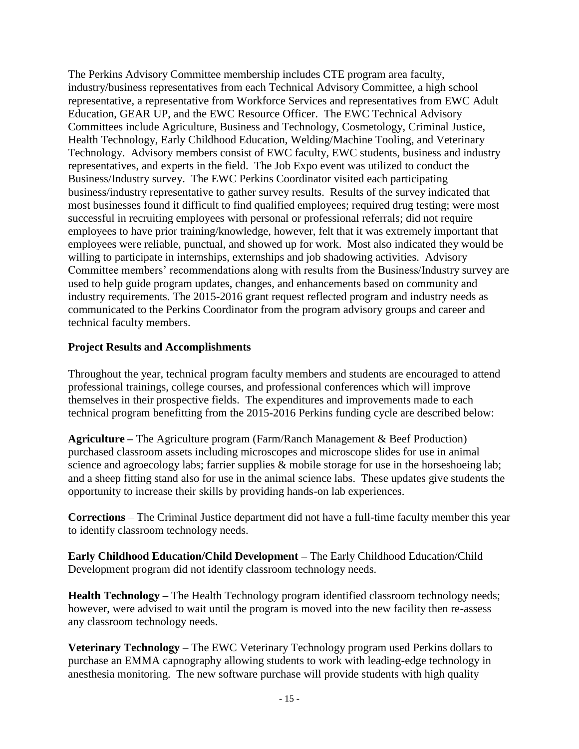The Perkins Advisory Committee membership includes CTE program area faculty, industry/business representatives from each Technical Advisory Committee, a high school representative, a representative from Workforce Services and representatives from EWC Adult Education, GEAR UP, and the EWC Resource Officer. The EWC Technical Advisory Committees include Agriculture, Business and Technology, Cosmetology, Criminal Justice, Health Technology, Early Childhood Education, Welding/Machine Tooling, and Veterinary Technology. Advisory members consist of EWC faculty, EWC students, business and industry representatives, and experts in the field. The Job Expo event was utilized to conduct the Business/Industry survey. The EWC Perkins Coordinator visited each participating business/industry representative to gather survey results. Results of the survey indicated that most businesses found it difficult to find qualified employees; required drug testing; were most successful in recruiting employees with personal or professional referrals; did not require employees to have prior training/knowledge, however, felt that it was extremely important that employees were reliable, punctual, and showed up for work. Most also indicated they would be willing to participate in internships, externships and job shadowing activities. Advisory Committee members' recommendations along with results from the Business/Industry survey are used to help guide program updates, changes, and enhancements based on community and industry requirements. The 2015-2016 grant request reflected program and industry needs as communicated to the Perkins Coordinator from the program advisory groups and career and technical faculty members.

**Project Results and Accomplishments**

Throughout the year, technical program faculty members and students are encouraged to attend professional trainings, college courses, and professional conferences which will improve themselves in their prospective fields. The expenditures and improvements made to each technical program benefitting from the 2015-2016 Perkins funding cycle are described below:

**Agriculture –** The Agriculture program (Farm/Ranch Management & Beef Production) purchased classroom assets including microscopes and microscope slides for use in animal science and agroecology labs; farrier supplies & mobile storage for use in the horseshoeing lab; and a sheep fitting stand also for use in the animal science labs. These updates give students the opportunity to increase their skills by providing hands-on lab experiences.

**Corrections** – The Criminal Justice department did not have a full-time faculty member this year to identify classroom technology needs.

**Early Childhood Education/Child Development –** The Early Childhood Education/Child Development program did not identify classroom technology needs.

**Health Technology –** The Health Technology program identified classroom technology needs; however, were advised to wait until the program is moved into the new facility then re-assess any classroom technology needs.

**Veterinary Technology** – The EWC Veterinary Technology program used Perkins dollars to purchase an EMMA capnography allowing students to work with leading-edge technology in anesthesia monitoring. The new software purchase will provide students with high quality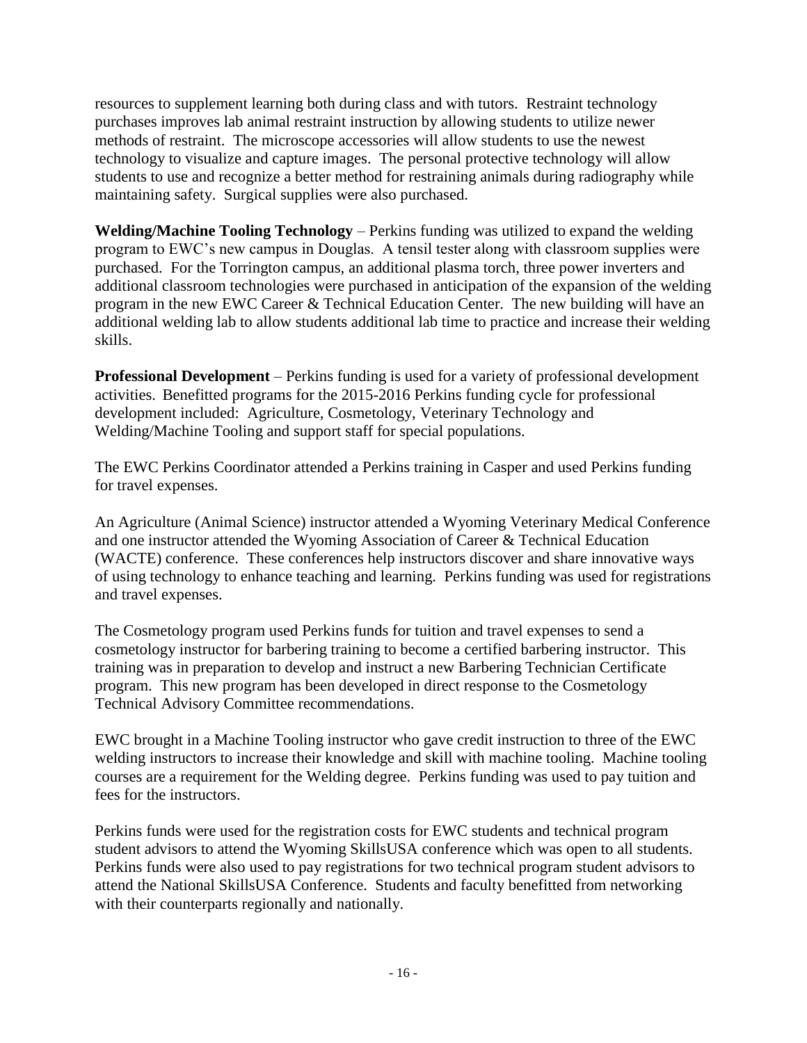resources to supplement learning both during class and with tutors. Restraint technology purchases improves lab animal restraint instruction by allowing students to utilize newer methods of restraint. The microscope accessories will allow students to use the newest technology to visualize and capture images. The personal protective technology will allow students to use and recognize a better method for restraining animals during radiography while maintaining safety. Surgical supplies were also purchased.

**Welding/Machine Tooling Technology** – Perkins funding was utilized to expand the welding program to EWC's new campus in Douglas. A tensil tester along with classroom supplies were purchased. For the Torrington campus, an additional plasma torch, three power inverters and additional classroom technologies were purchased in anticipation of the expansion of the welding program in the new EWC Career & Technical Education Center. The new building will have an additional welding lab to allow students additional lab time to practice and increase their welding skills.

**Professional Development** – Perkins funding is used for a variety of professional development activities. Benefitted programs for the 2015-2016 Perkins funding cycle for professional development included: Agriculture, Cosmetology, Veterinary Technology and Welding/Machine Tooling and support staff for special populations.

The EWC Perkins Coordinator attended a Perkins training in Casper and used Perkins funding for travel expenses.

An Agriculture (Animal Science) instructor attended a Wyoming Veterinary Medical Conference and one instructor attended the Wyoming Association of Career & Technical Education (WACTE) conference. These conferences help instructors discover and share innovative ways of using technology to enhance teaching and learning. Perkins funding was used for registrations and travel expenses.

The Cosmetology program used Perkins funds for tuition and travel expenses to send a cosmetology instructor for barbering training to become a certified barbering instructor. This training was in preparation to develop and instruct a new Barbering Technician Certificate program. This new program has been developed in direct response to the Cosmetology Technical Advisory Committee recommendations.

EWC brought in a Machine Tooling instructor who gave credit instruction to three of the EWC welding instructors to increase their knowledge and skill with machine tooling. Machine tooling courses are a requirement for the Welding degree. Perkins funding was used to pay tuition and fees for the instructors.

Perkins funds were used for the registration costs for EWC students and technical program student advisors to attend the Wyoming SkillsUSA conference which was open to all students. Perkins funds were also used to pay registrations for two technical program student advisors to attend the National SkillsUSA Conference. Students and faculty benefitted from networking with their counterparts regionally and nationally.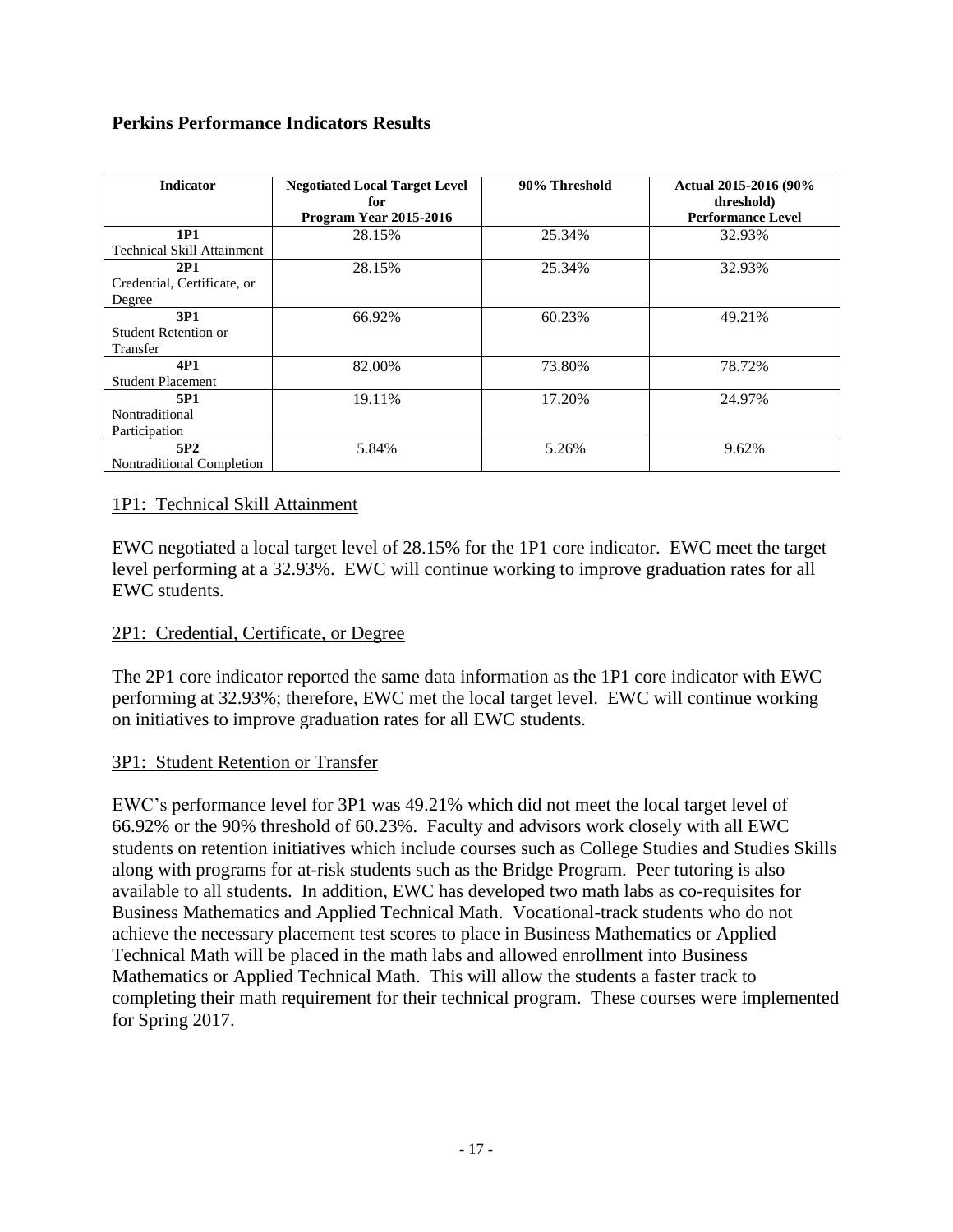## Perkins Performance Indicators Results

| Indicator | Negotiated Local Target Level for Program Year 2015-2016 | 90% Threshold | Actual 2015-2016 (90% threshold) Performance Level |
|---|---|---|---|
| **1P1** Technical Skill Attainment | 28.15% | 25.34% | 32.93% |
| **2P1** Credential, Certificate, or Degree | 28.15% | 25.34% | 32.93% |
| **3P1** Student Retention or Transfer | 66.92% | 60.23% | 49.21% |
| **4P1** Student Placement | 82.00% | 73.80% | 78.72% |
| **5P1** Nontraditional Participation | 19.11% | 17.20% | 24.97% |
| **5P2** Nontraditional Completion | 5.84% | 5.26% | 9.62% |

### 1P1: Technical Skill Attainment

EWC negotiated a local target level of 28.15% for the 1P1 core indicator. EWC meet the target level performing at a 32.93%. EWC will continue working to improve graduation rates for all EWC students.

### 2P1: Credential, Certificate, or Degree

The 2P1 core indicator reported the same data information as the 1P1 core indicator with EWC performing at 32.93%; therefore, EWC met the local target level. EWC will continue working on initiatives to improve graduation rates for all EWC students.

### 3P1: Student Retention or Transfer

EWC's performance level for 3P1 was 49.21% which did not meet the local target level of 66.92% or the 90% threshold of 60.23%. Faculty and advisors work closely with all EWC students on retention initiatives which include courses such as College Studies and Studies Skills along with programs for at-risk students such as the Bridge Program. Peer tutoring is also available to all students. In addition, EWC has developed two math labs as co-requisites for Business Mathematics and Applied Technical Math. Vocational-track students who do not achieve the necessary placement test scores to place in Business Mathematics or Applied Technical Math will be placed in the math labs and allowed enrollment into Business Mathematics or Applied Technical Math. This will allow the students a faster track to completing their math requirement for their technical program. These courses were implemented for Spring 2017.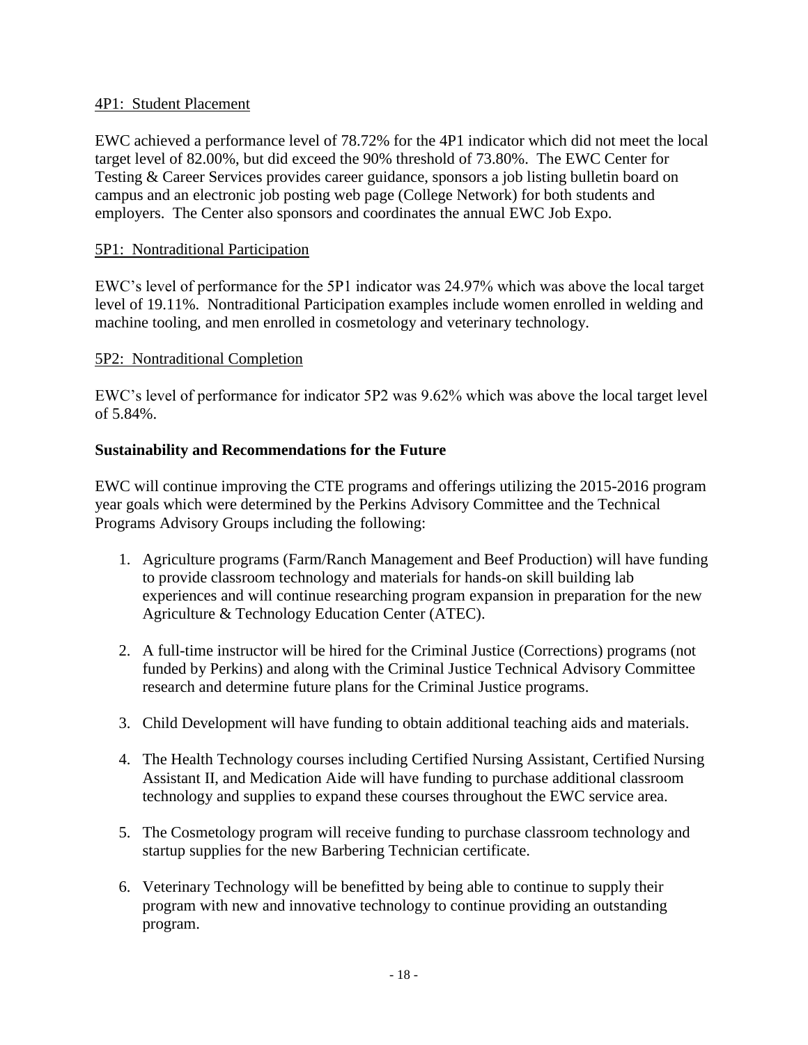4P1: Student Placement

EWC achieved a performance level of 78.72% for the 4P1 indicator which did not meet the local target level of 82.00%, but did exceed the 90% threshold of 73.80%. The EWC Center for Testing & Career Services provides career guidance, sponsors a job listing bulletin board on campus and an electronic job posting web page (College Network) for both students and employers. The Center also sponsors and coordinates the annual EWC Job Expo.

5P1: Nontraditional Participation

EWC's level of performance for the 5P1 indicator was 24.97% which was above the local target level of 19.11%. Nontraditional Participation examples include women enrolled in welding and machine tooling, and men enrolled in cosmetology and veterinary technology.

5P2: Nontraditional Completion

EWC's level of performance for indicator 5P2 was 9.62% which was above the local target level of 5.84%.

**Sustainability and Recommendations for the Future**

EWC will continue improving the CTE programs and offerings utilizing the 2015-2016 program year goals which were determined by the Perkins Advisory Committee and the Technical Programs Advisory Groups including the following:

1. Agriculture programs (Farm/Ranch Management and Beef Production) will have funding to provide classroom technology and materials for hands-on skill building lab experiences and will continue researching program expansion in preparation for the new Agriculture & Technology Education Center (ATEC).

2. A full-time instructor will be hired for the Criminal Justice (Corrections) programs (not funded by Perkins) and along with the Criminal Justice Technical Advisory Committee research and determine future plans for the Criminal Justice programs.

3. Child Development will have funding to obtain additional teaching aids and materials.

4. The Health Technology courses including Certified Nursing Assistant, Certified Nursing Assistant II, and Medication Aide will have funding to purchase additional classroom technology and supplies to expand these courses throughout the EWC service area.

5. The Cosmetology program will receive funding to purchase classroom technology and startup supplies for the new Barbering Technician certificate.

6. Veterinary Technology will be benefitted by being able to continue to supply their program with new and innovative technology to continue providing an outstanding program.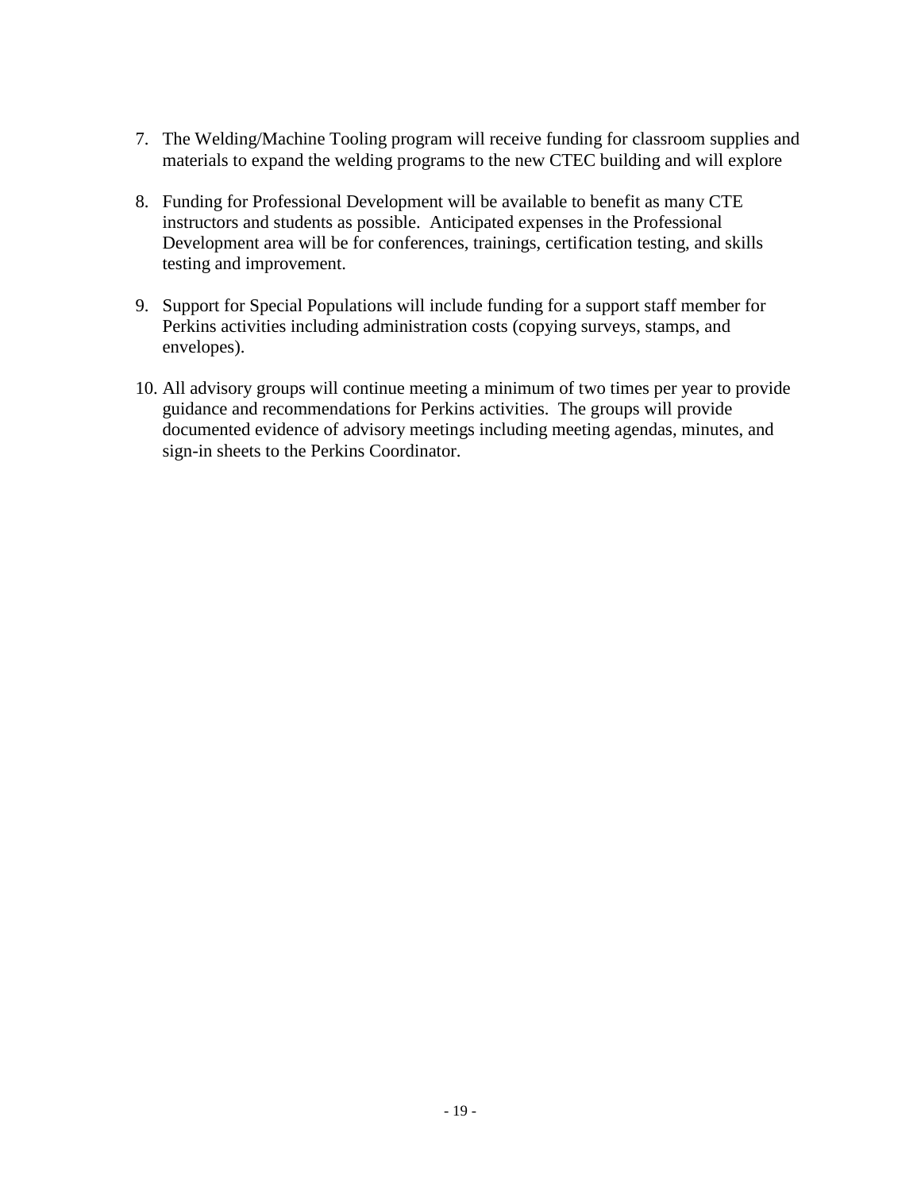7. The Welding/Machine Tooling program will receive funding for classroom supplies and materials to expand the welding programs to the new CTEC building and will explore

8. Funding for Professional Development will be available to benefit as many CTE instructors and students as possible. Anticipated expenses in the Professional Development area will be for conferences, trainings, certification testing, and skills testing and improvement.

9. Support for Special Populations will include funding for a support staff member for Perkins activities including administration costs (copying surveys, stamps, and envelopes).

10. All advisory groups will continue meeting a minimum of two times per year to provide guidance and recommendations for Perkins activities. The groups will provide documented evidence of advisory meetings including meeting agendas, minutes, and sign-in sheets to the Perkins Coordinator.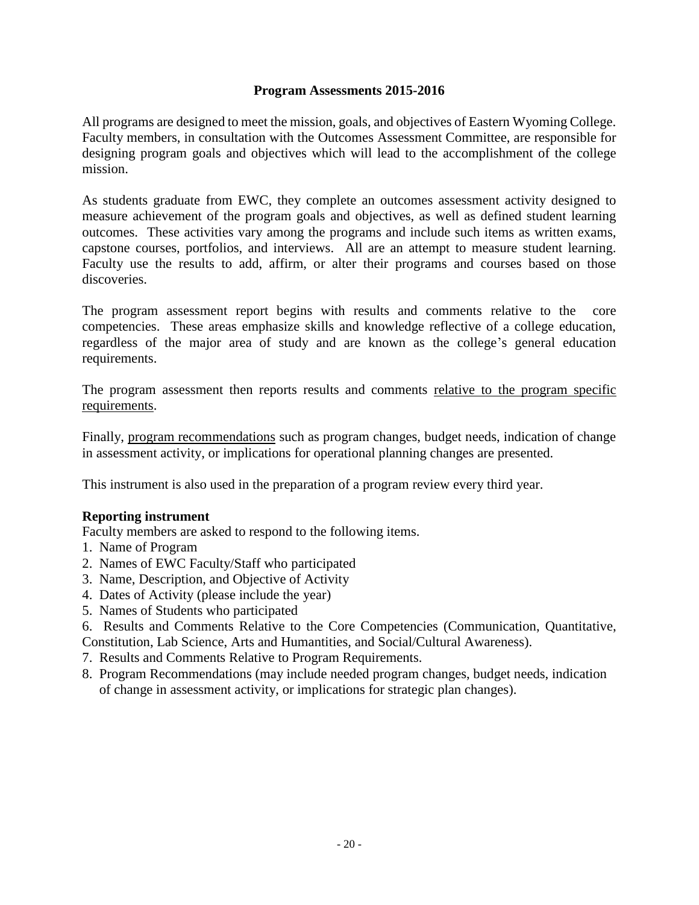## Program Assessments 2015-2016

All programs are designed to meet the mission, goals, and objectives of Eastern Wyoming College. Faculty members, in consultation with the Outcomes Assessment Committee, are responsible for designing program goals and objectives which will lead to the accomplishment of the college mission.

As students graduate from EWC, they complete an outcomes assessment activity designed to measure achievement of the program goals and objectives, as well as defined student learning outcomes. These activities vary among the programs and include such items as written exams, capstone courses, portfolios, and interviews. All are an attempt to measure student learning. Faculty use the results to add, affirm, or alter their programs and courses based on those discoveries.

The program assessment report begins with results and comments relative to the core competencies. These areas emphasize skills and knowledge reflective of a college education, regardless of the major area of study and are known as the college's general education requirements.

The program assessment then reports results and comments relative to the program specific requirements.

Finally, program recommendations such as program changes, budget needs, indication of change in assessment activity, or implications for operational planning changes are presented.

This instrument is also used in the preparation of a program review every third year.

**Reporting instrument**

Faculty members are asked to respond to the following items.

1. Name of Program
2. Names of EWC Faculty/Staff who participated
3. Name, Description, and Objective of Activity
4. Dates of Activity (please include the year)
5. Names of Students who participated
6. Results and Comments Relative to the Core Competencies (Communication, Quantitative, Constitution, Lab Science, Arts and Humantities, and Social/Cultural Awareness).
7. Results and Comments Relative to Program Requirements.
8. Program Recommendations (may include needed program changes, budget needs, indication of change in assessment activity, or implications for strategic plan changes).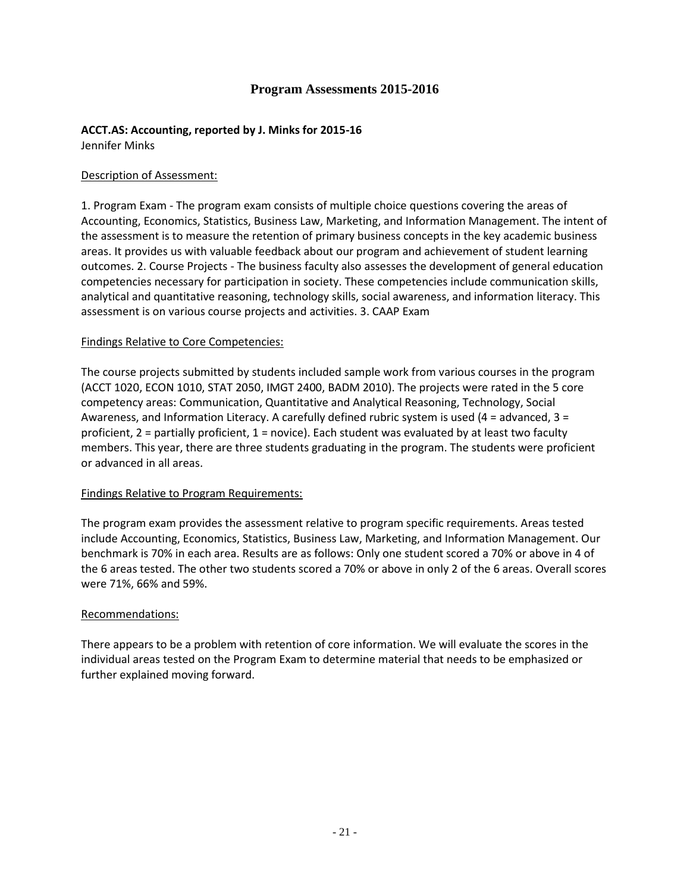# Program Assessments 2015-2016

**ACCT.AS: Accounting, reported by J. Minks for 2015-16**

Jennifer Minks

Description of Assessment:

1. Program Exam - The program exam consists of multiple choice questions covering the areas of Accounting, Economics, Statistics, Business Law, Marketing, and Information Management. The intent of the assessment is to measure the retention of primary business concepts in the key academic business areas. It provides us with valuable feedback about our program and achievement of student learning outcomes. 2. Course Projects - The business faculty also assesses the development of general education competencies necessary for participation in society. These competencies include communication skills, analytical and quantitative reasoning, technology skills, social awareness, and information literacy. This assessment is on various course projects and activities. 3. CAAP Exam

Findings Relative to Core Competencies:

The course projects submitted by students included sample work from various courses in the program (ACCT 1020, ECON 1010, STAT 2050, IMGT 2400, BADM 2010). The projects were rated in the 5 core competency areas: Communication, Quantitative and Analytical Reasoning, Technology, Social Awareness, and Information Literacy. A carefully defined rubric system is used (4 = advanced, 3 = proficient, 2 = partially proficient, 1 = novice). Each student was evaluated by at least two faculty members. This year, there are three students graduating in the program. The students were proficient or advanced in all areas.

Findings Relative to Program Requirements:

The program exam provides the assessment relative to program specific requirements. Areas tested include Accounting, Economics, Statistics, Business Law, Marketing, and Information Management. Our benchmark is 70% in each area. Results are as follows: Only one student scored a 70% or above in 4 of the 6 areas tested. The other two students scored a 70% or above in only 2 of the 6 areas. Overall scores were 71%, 66% and 59%.

Recommendations:

There appears to be a problem with retention of core information. We will evaluate the scores in the individual areas tested on the Program Exam to determine material that needs to be emphasized or further explained moving forward.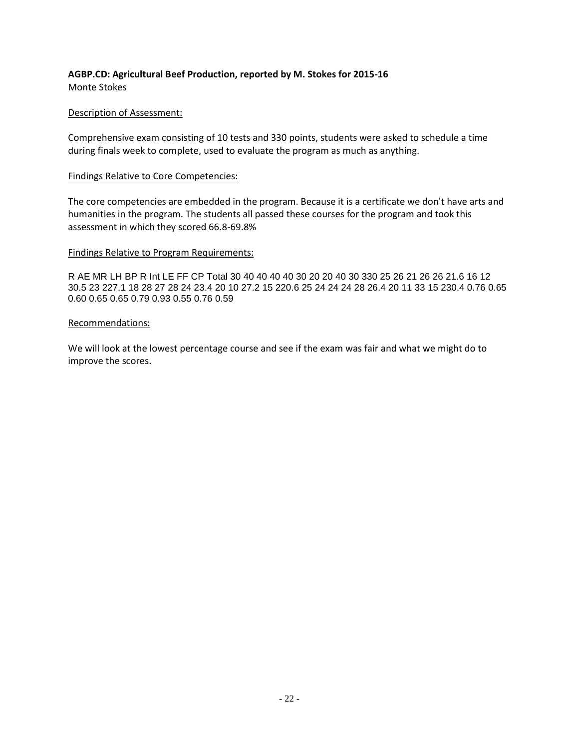**AGBP.CD: Agricultural Beef Production, reported by M. Stokes for 2015-16**
Monte Stokes

Description of Assessment:

Comprehensive exam consisting of 10 tests and 330 points, students were asked to schedule a time during finals week to complete, used to evaluate the program as much as anything.

Findings Relative to Core Competencies:

The core competencies are embedded in the program. Because it is a certificate we don't have arts and humanities in the program. The students all passed these courses for the program and took this assessment in which they scored 66.8-69.8%

Findings Relative to Program Requirements:

R AE MR LH BP R Int LE FF CP Total 30 40 40 40 40 30 20 20 40 30 330 25 26 21 26 26 21.6 16 12 30.5 23 227.1 18 28 27 28 24 23.4 20 10 27.2 15 220.6 25 24 24 24 28 26.4 20 11 33 15 230.4 0.76 0.65 0.60 0.65 0.65 0.79 0.93 0.55 0.76 0.59

Recommendations:

We will look at the lowest percentage course and see if the exam was fair and what we might do to improve the scores.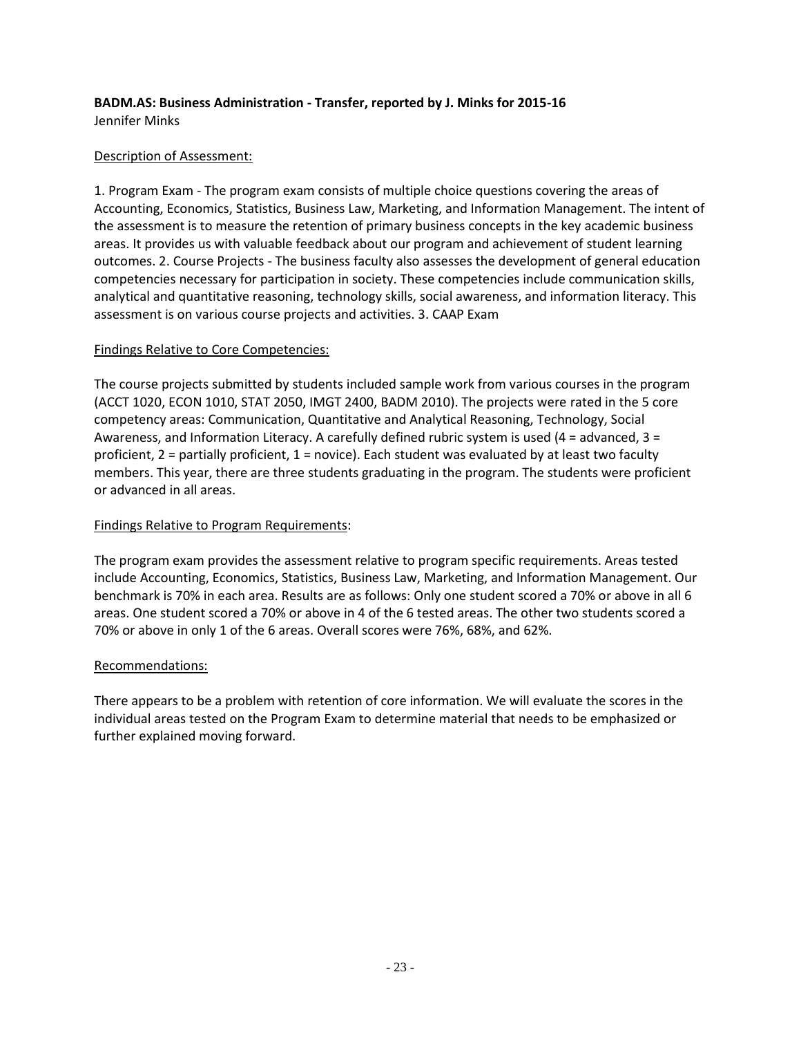**BADM.AS: Business Administration - Transfer, reported by J. Minks for 2015-16**
Jennifer Minks

Description of Assessment:

1. Program Exam - The program exam consists of multiple choice questions covering the areas of Accounting, Economics, Statistics, Business Law, Marketing, and Information Management. The intent of the assessment is to measure the retention of primary business concepts in the key academic business areas. It provides us with valuable feedback about our program and achievement of student learning outcomes. 2. Course Projects - The business faculty also assesses the development of general education competencies necessary for participation in society. These competencies include communication skills, analytical and quantitative reasoning, technology skills, social awareness, and information literacy. This assessment is on various course projects and activities. 3. CAAP Exam

Findings Relative to Core Competencies:

The course projects submitted by students included sample work from various courses in the program (ACCT 1020, ECON 1010, STAT 2050, IMGT 2400, BADM 2010). The projects were rated in the 5 core competency areas: Communication, Quantitative and Analytical Reasoning, Technology, Social Awareness, and Information Literacy. A carefully defined rubric system is used (4 = advanced, 3 = proficient, 2 = partially proficient, 1 = novice). Each student was evaluated by at least two faculty members. This year, there are three students graduating in the program. The students were proficient or advanced in all areas.

Findings Relative to Program Requirements:

The program exam provides the assessment relative to program specific requirements. Areas tested include Accounting, Economics, Statistics, Business Law, Marketing, and Information Management. Our benchmark is 70% in each area. Results are as follows: Only one student scored a 70% or above in all 6 areas. One student scored a 70% or above in 4 of the 6 tested areas. The other two students scored a 70% or above in only 1 of the 6 areas. Overall scores were 76%, 68%, and 62%.

Recommendations:

There appears to be a problem with retention of core information. We will evaluate the scores in the individual areas tested on the Program Exam to determine material that needs to be emphasized or further explained moving forward.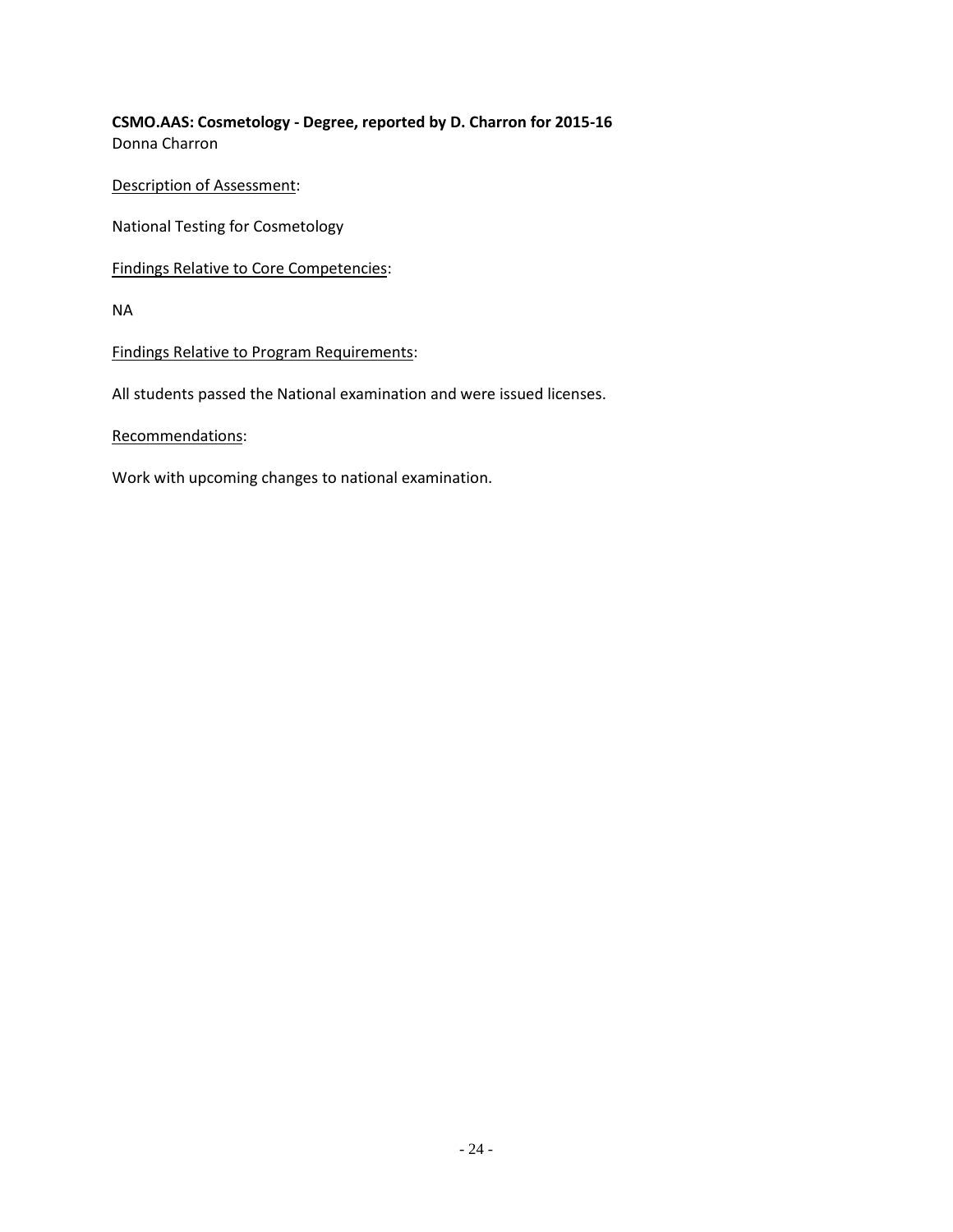**CSMO.AAS: Cosmetology - Degree, reported by D. Charron for 2015-16**
Donna Charron

Description of Assessment:

National Testing for Cosmetology

Findings Relative to Core Competencies:

NA

Findings Relative to Program Requirements:

All students passed the National examination and were issued licenses.

Recommendations:

Work with upcoming changes to national examination.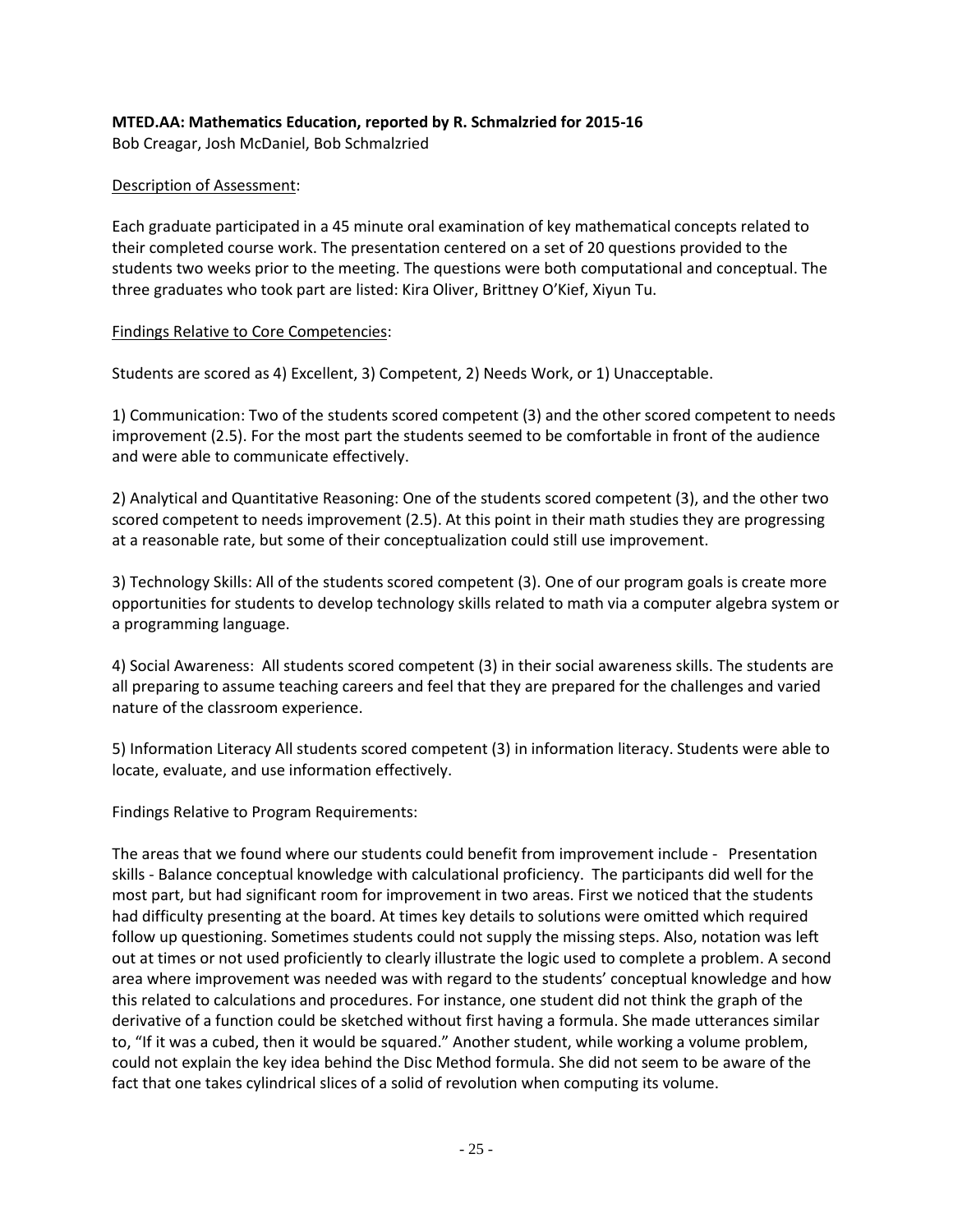**MTED.AA: Mathematics Education, reported by R. Schmalzried for 2015-16**
Bob Creagar, Josh McDaniel, Bob Schmalzried

Description of Assessment:

Each graduate participated in a 45 minute oral examination of key mathematical concepts related to their completed course work. The presentation centered on a set of 20 questions provided to the students two weeks prior to the meeting. The questions were both computational and conceptual. The three graduates who took part are listed: Kira Oliver, Brittney O'Kief, Xiyun Tu.

Findings Relative to Core Competencies:

Students are scored as 4) Excellent, 3) Competent, 2) Needs Work, or 1) Unacceptable.

1) Communication: Two of the students scored competent (3) and the other scored competent to needs improvement (2.5). For the most part the students seemed to be comfortable in front of the audience and were able to communicate effectively.

2) Analytical and Quantitative Reasoning: One of the students scored competent (3), and the other two scored competent to needs improvement (2.5). At this point in their math studies they are progressing at a reasonable rate, but some of their conceptualization could still use improvement.

3) Technology Skills: All of the students scored competent (3). One of our program goals is create more opportunities for students to develop technology skills related to math via a computer algebra system or a programming language.

4) Social Awareness: All students scored competent (3) in their social awareness skills. The students are all preparing to assume teaching careers and feel that they are prepared for the challenges and varied nature of the classroom experience.

5) Information Literacy All students scored competent (3) in information literacy. Students were able to locate, evaluate, and use information effectively.

Findings Relative to Program Requirements:

The areas that we found where our students could benefit from improvement include - Presentation skills - Balance conceptual knowledge with calculational proficiency. The participants did well for the most part, but had significant room for improvement in two areas. First we noticed that the students had difficulty presenting at the board. At times key details to solutions were omitted which required follow up questioning. Sometimes students could not supply the missing steps. Also, notation was left out at times or not used proficiently to clearly illustrate the logic used to complete a problem. A second area where improvement was needed was with regard to the students' conceptual knowledge and how this related to calculations and procedures. For instance, one student did not think the graph of the derivative of a function could be sketched without first having a formula. She made utterances similar to, "If it was a cubed, then it would be squared." Another student, while working a volume problem, could not explain the key idea behind the Disc Method formula. She did not seem to be aware of the fact that one takes cylindrical slices of a solid of revolution when computing its volume.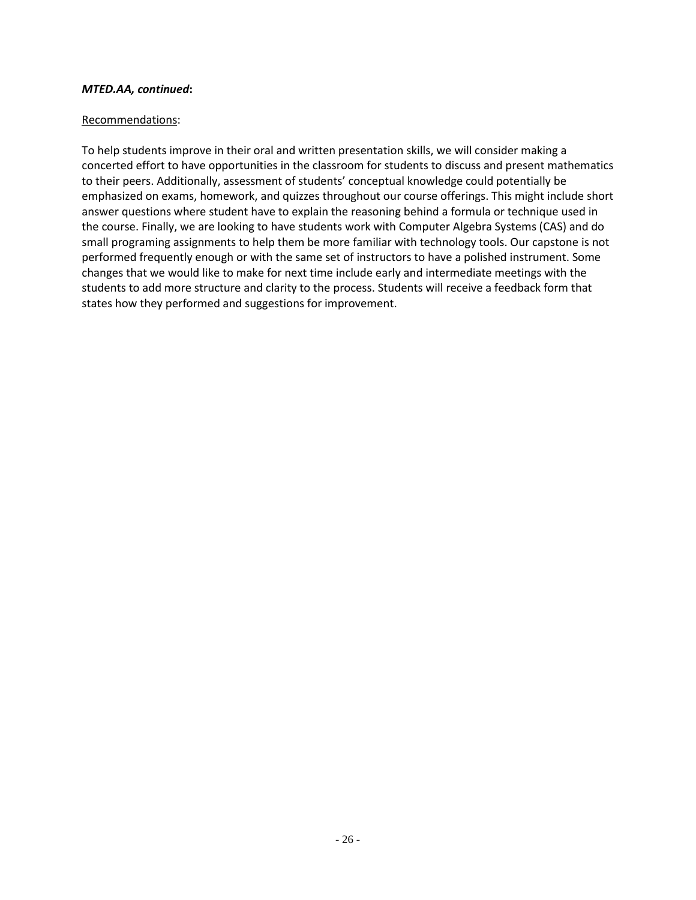***MTED.AA, continued*:**

Recommendations:

To help students improve in their oral and written presentation skills, we will consider making a concerted effort to have opportunities in the classroom for students to discuss and present mathematics to their peers. Additionally, assessment of students' conceptual knowledge could potentially be emphasized on exams, homework, and quizzes throughout our course offerings. This might include short answer questions where student have to explain the reasoning behind a formula or technique used in the course. Finally, we are looking to have students work with Computer Algebra Systems (CAS) and do small programing assignments to help them be more familiar with technology tools. Our capstone is not performed frequently enough or with the same set of instructors to have a polished instrument. Some changes that we would like to make for next time include early and intermediate meetings with the students to add more structure and clarity to the process. Students will receive a feedback form that states how they performed and suggestions for improvement.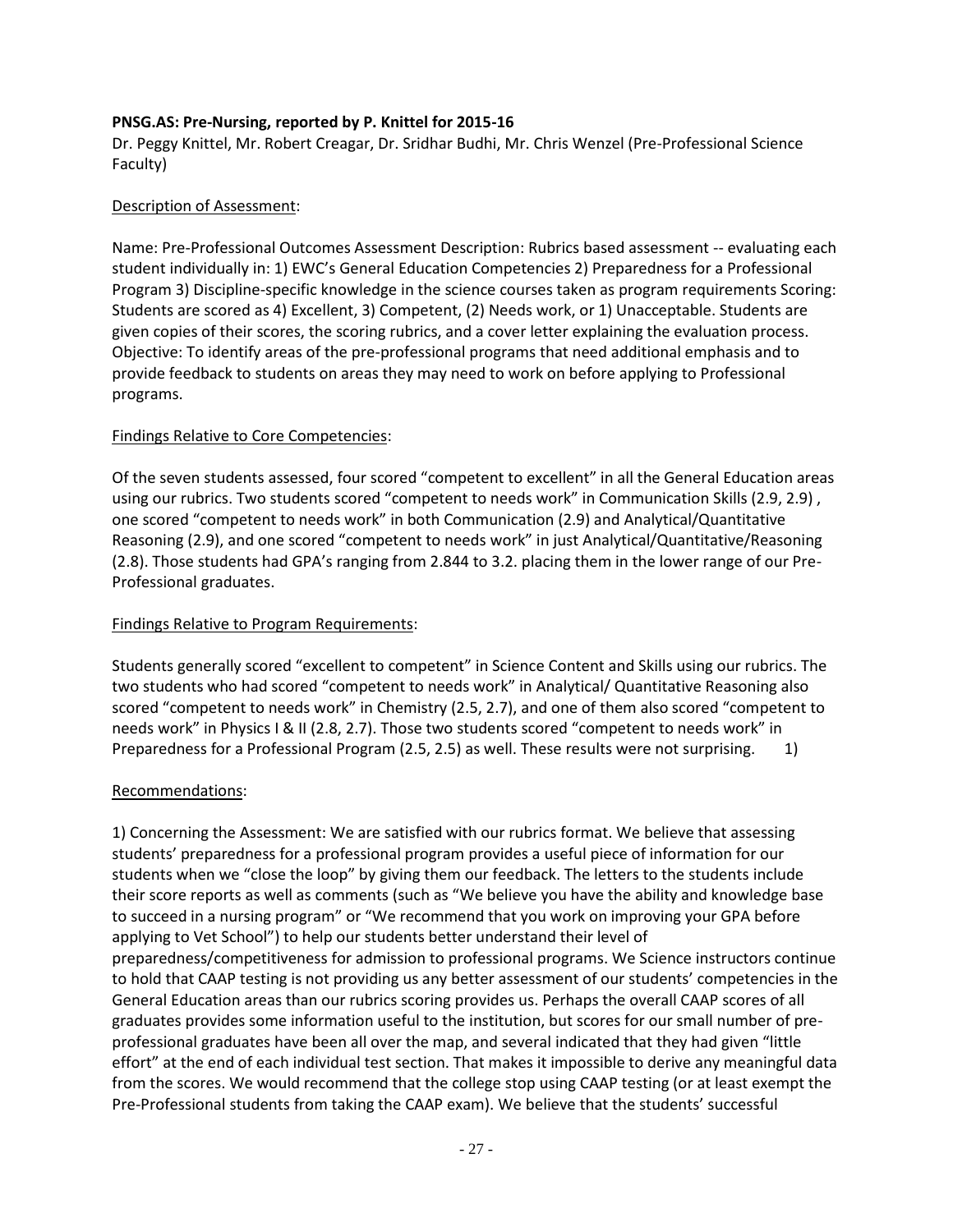**PNSG.AS: Pre-Nursing, reported by P. Knittel for 2015-16**

Dr. Peggy Knittel, Mr. Robert Creagar, Dr. Sridhar Budhi, Mr. Chris Wenzel (Pre-Professional Science Faculty)

Description of Assessment:

Name: Pre-Professional Outcomes Assessment Description: Rubrics based assessment -- evaluating each student individually in: 1) EWC's General Education Competencies 2) Preparedness for a Professional Program 3) Discipline-specific knowledge in the science courses taken as program requirements Scoring: Students are scored as 4) Excellent, 3) Competent, (2) Needs work, or 1) Unacceptable. Students are given copies of their scores, the scoring rubrics, and a cover letter explaining the evaluation process. Objective: To identify areas of the pre-professional programs that need additional emphasis and to provide feedback to students on areas they may need to work on before applying to Professional programs.

Findings Relative to Core Competencies:

Of the seven students assessed, four scored "competent to excellent" in all the General Education areas using our rubrics. Two students scored "competent to needs work" in Communication Skills (2.9, 2.9) , one scored "competent to needs work" in both Communication (2.9) and Analytical/Quantitative Reasoning (2.9), and one scored "competent to needs work" in just Analytical/Quantitative/Reasoning (2.8). Those students had GPA's ranging from 2.844 to 3.2. placing them in the lower range of our Pre-Professional graduates.

Findings Relative to Program Requirements:

Students generally scored "excellent to competent" in Science Content and Skills using our rubrics. The two students who had scored "competent to needs work" in Analytical/ Quantitative Reasoning also scored "competent to needs work" in Chemistry (2.5, 2.7), and one of them also scored "competent to needs work" in Physics I & II (2.8, 2.7). Those two students scored "competent to needs work" in Preparedness for a Professional Program (2.5, 2.5) as well. These results were not surprising. 1)

Recommendations:

1) Concerning the Assessment: We are satisfied with our rubrics format. We believe that assessing students' preparedness for a professional program provides a useful piece of information for our students when we "close the loop" by giving them our feedback. The letters to the students include their score reports as well as comments (such as "We believe you have the ability and knowledge base to succeed in a nursing program" or "We recommend that you work on improving your GPA before applying to Vet School") to help our students better understand their level of preparedness/competitiveness for admission to professional programs. We Science instructors continue to hold that CAAP testing is not providing us any better assessment of our students' competencies in the General Education areas than our rubrics scoring provides us. Perhaps the overall CAAP scores of all graduates provides some information useful to the institution, but scores for our small number of pre-professional graduates have been all over the map, and several indicated that they had given "little effort" at the end of each individual test section. That makes it impossible to derive any meaningful data from the scores. We would recommend that the college stop using CAAP testing (or at least exempt the Pre-Professional students from taking the CAAP exam). We believe that the students' successful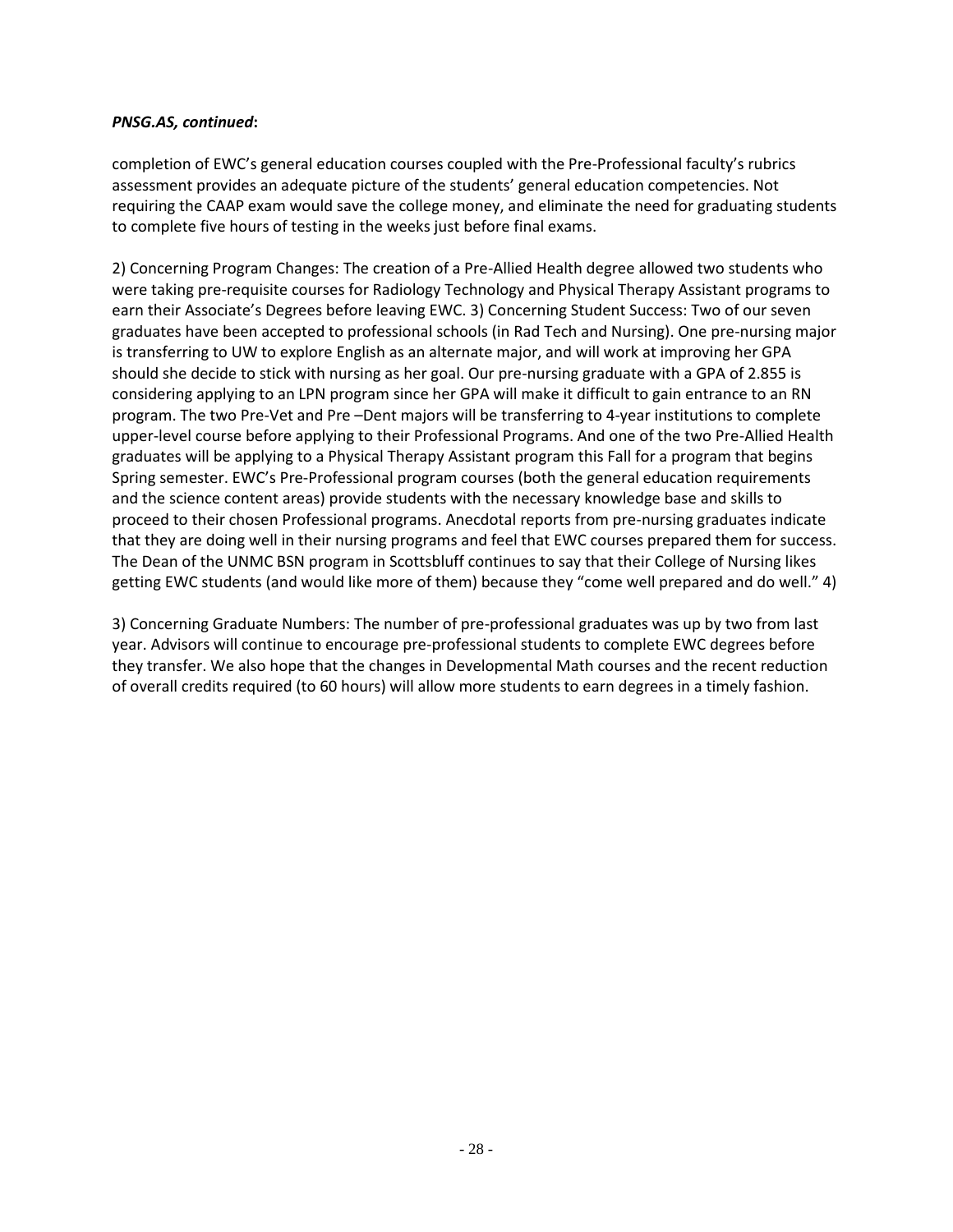***PNSG.AS, continued*:**

completion of EWC's general education courses coupled with the Pre-Professional faculty's rubrics assessment provides an adequate picture of the students' general education competencies. Not requiring the CAAP exam would save the college money, and eliminate the need for graduating students to complete five hours of testing in the weeks just before final exams.

2) Concerning Program Changes: The creation of a Pre-Allied Health degree allowed two students who were taking pre-requisite courses for Radiology Technology and Physical Therapy Assistant programs to earn their Associate's Degrees before leaving EWC. 3) Concerning Student Success: Two of our seven graduates have been accepted to professional schools (in Rad Tech and Nursing). One pre-nursing major is transferring to UW to explore English as an alternate major, and will work at improving her GPA should she decide to stick with nursing as her goal. Our pre-nursing graduate with a GPA of 2.855 is considering applying to an LPN program since her GPA will make it difficult to gain entrance to an RN program. The two Pre-Vet and Pre –Dent majors will be transferring to 4-year institutions to complete upper-level course before applying to their Professional Programs. And one of the two Pre-Allied Health graduates will be applying to a Physical Therapy Assistant program this Fall for a program that begins Spring semester. EWC's Pre-Professional program courses (both the general education requirements and the science content areas) provide students with the necessary knowledge base and skills to proceed to their chosen Professional programs. Anecdotal reports from pre-nursing graduates indicate that they are doing well in their nursing programs and feel that EWC courses prepared them for success. The Dean of the UNMC BSN program in Scottsbluff continues to say that their College of Nursing likes getting EWC students (and would like more of them) because they "come well prepared and do well." 4)

3) Concerning Graduate Numbers: The number of pre-professional graduates was up by two from last year. Advisors will continue to encourage pre-professional students to complete EWC degrees before they transfer. We also hope that the changes in Developmental Math courses and the recent reduction of overall credits required (to 60 hours) will allow more students to earn degrees in a timely fashion.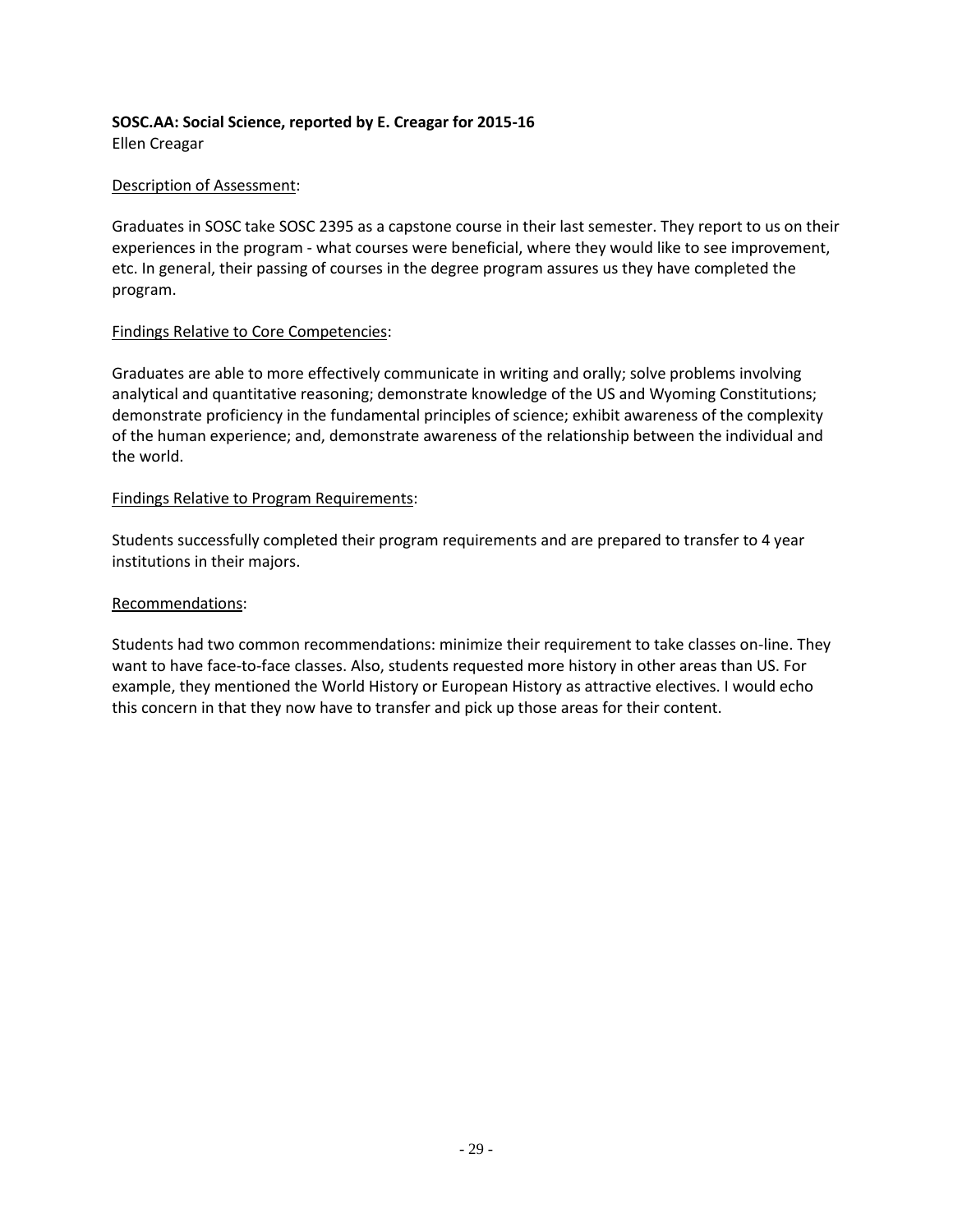**SOSC.AA: Social Science, reported by E. Creagar for 2015-16**
Ellen Creagar

Description of Assessment:

Graduates in SOSC take SOSC 2395 as a capstone course in their last semester. They report to us on their experiences in the program - what courses were beneficial, where they would like to see improvement, etc. In general, their passing of courses in the degree program assures us they have completed the program.

Findings Relative to Core Competencies:

Graduates are able to more effectively communicate in writing and orally; solve problems involving analytical and quantitative reasoning; demonstrate knowledge of the US and Wyoming Constitutions; demonstrate proficiency in the fundamental principles of science; exhibit awareness of the complexity of the human experience; and, demonstrate awareness of the relationship between the individual and the world.

Findings Relative to Program Requirements:

Students successfully completed their program requirements and are prepared to transfer to 4 year institutions in their majors.

Recommendations:

Students had two common recommendations: minimize their requirement to take classes on-line. They want to have face-to-face classes. Also, students requested more history in other areas than US. For example, they mentioned the World History or European History as attractive electives. I would echo this concern in that they now have to transfer and pick up those areas for their content.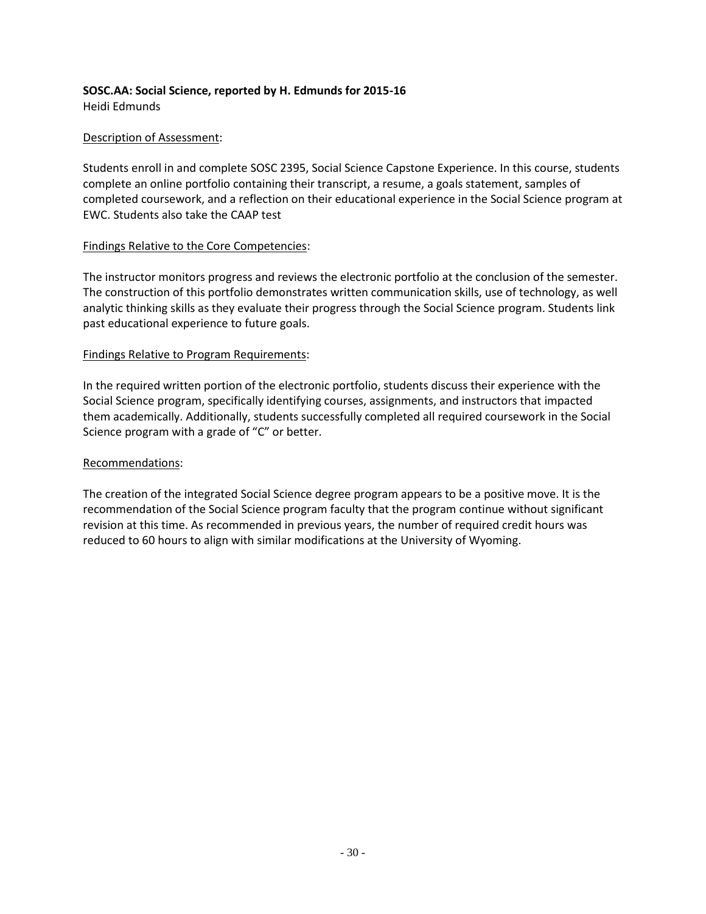**SOSC.AA: Social Science, reported by H. Edmunds for 2015-16**
Heidi Edmunds

Description of Assessment:

Students enroll in and complete SOSC 2395, Social Science Capstone Experience. In this course, students complete an online portfolio containing their transcript, a resume, a goals statement, samples of completed coursework, and a reflection on their educational experience in the Social Science program at EWC. Students also take the CAAP test

Findings Relative to the Core Competencies:

The instructor monitors progress and reviews the electronic portfolio at the conclusion of the semester. The construction of this portfolio demonstrates written communication skills, use of technology, as well analytic thinking skills as they evaluate their progress through the Social Science program. Students link past educational experience to future goals.

Findings Relative to Program Requirements:

In the required written portion of the electronic portfolio, students discuss their experience with the Social Science program, specifically identifying courses, assignments, and instructors that impacted them academically. Additionally, students successfully completed all required coursework in the Social Science program with a grade of "C" or better.

Recommendations:

The creation of the integrated Social Science degree program appears to be a positive move. It is the recommendation of the Social Science program faculty that the program continue without significant revision at this time. As recommended in previous years, the number of required credit hours was reduced to 60 hours to align with similar modifications at the University of Wyoming.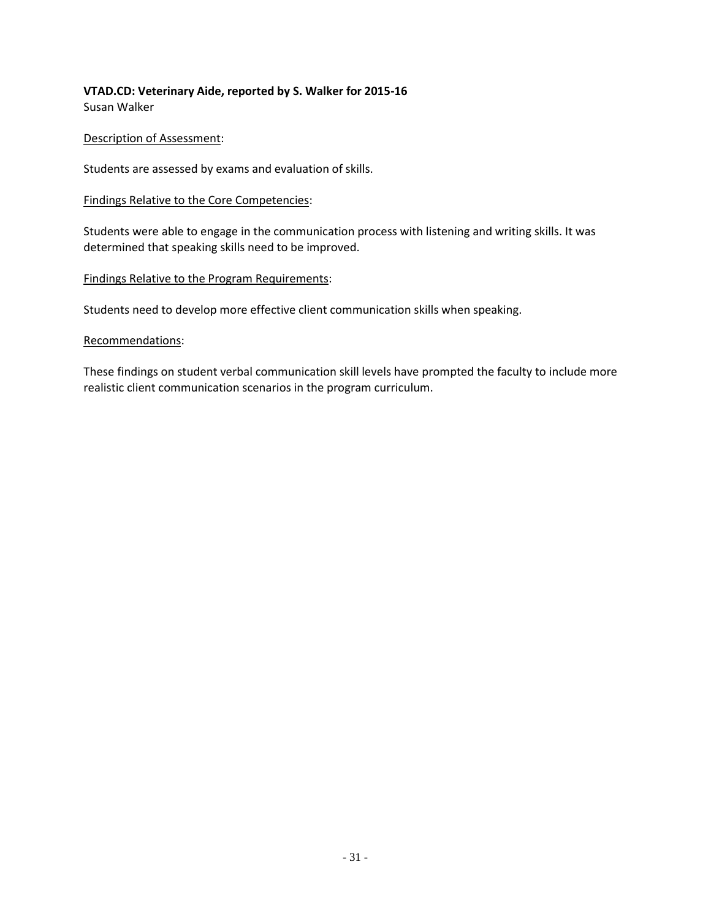**VTAD.CD: Veterinary Aide, reported by S. Walker for 2015-16**
Susan Walker

Description of Assessment:

Students are assessed by exams and evaluation of skills.

Findings Relative to the Core Competencies:

Students were able to engage in the communication process with listening and writing skills. It was determined that speaking skills need to be improved.

Findings Relative to the Program Requirements:

Students need to develop more effective client communication skills when speaking.

Recommendations:

These findings on student verbal communication skill levels have prompted the faculty to include more realistic client communication scenarios in the program curriculum.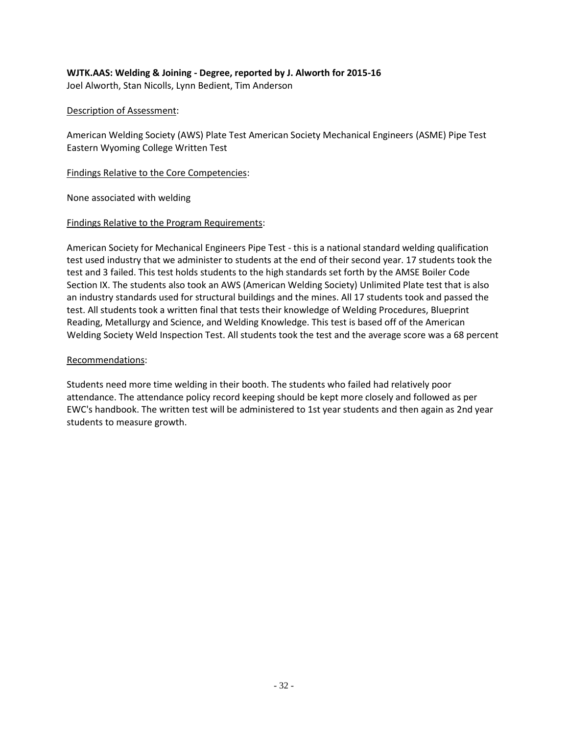**WJTK.AAS: Welding & Joining - Degree, reported by J. Alworth for 2015-16**

Joel Alworth, Stan Nicolls, Lynn Bedient, Tim Anderson

Description of Assessment:

American Welding Society (AWS) Plate Test American Society Mechanical Engineers (ASME) Pipe Test Eastern Wyoming College Written Test

Findings Relative to the Core Competencies:

None associated with welding

Findings Relative to the Program Requirements:

American Society for Mechanical Engineers Pipe Test - this is a national standard welding qualification test used industry that we administer to students at the end of their second year. 17 students took the test and 3 failed. This test holds students to the high standards set forth by the AMSE Boiler Code Section IX. The students also took an AWS (American Welding Society) Unlimited Plate test that is also an industry standards used for structural buildings and the mines. All 17 students took and passed the test. All students took a written final that tests their knowledge of Welding Procedures, Blueprint Reading, Metallurgy and Science, and Welding Knowledge. This test is based off of the American Welding Society Weld Inspection Test. All students took the test and the average score was a 68 percent

Recommendations:

Students need more time welding in their booth. The students who failed had relatively poor attendance. The attendance policy record keeping should be kept more closely and followed as per EWC's handbook. The written test will be administered to 1st year students and then again as 2nd year students to measure growth.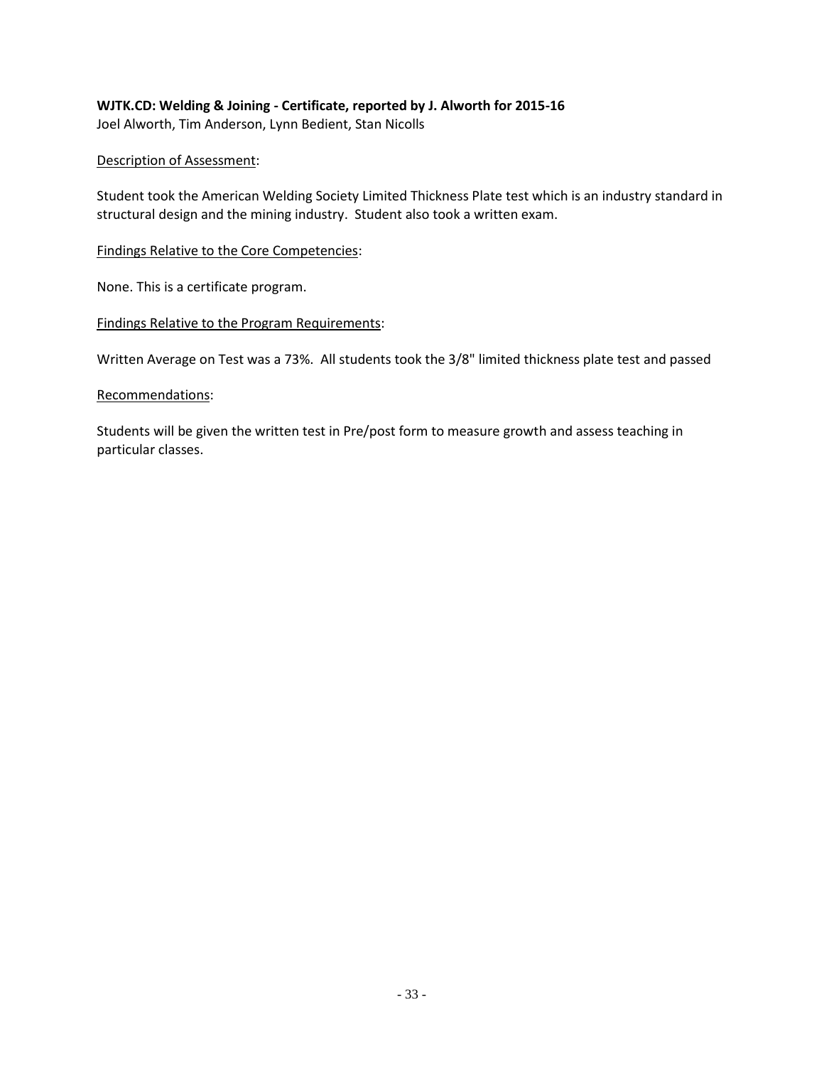**WJTK.CD: Welding & Joining - Certificate, reported by J. Alworth for 2015-16**

Joel Alworth, Tim Anderson, Lynn Bedient, Stan Nicolls

Description of Assessment:

Student took the American Welding Society Limited Thickness Plate test which is an industry standard in structural design and the mining industry. Student also took a written exam.

Findings Relative to the Core Competencies:

None. This is a certificate program.

Findings Relative to the Program Requirements:

Written Average on Test was a 73%. All students took the 3/8" limited thickness plate test and passed

Recommendations:

Students will be given the written test in Pre/post form to measure growth and assess teaching in particular classes.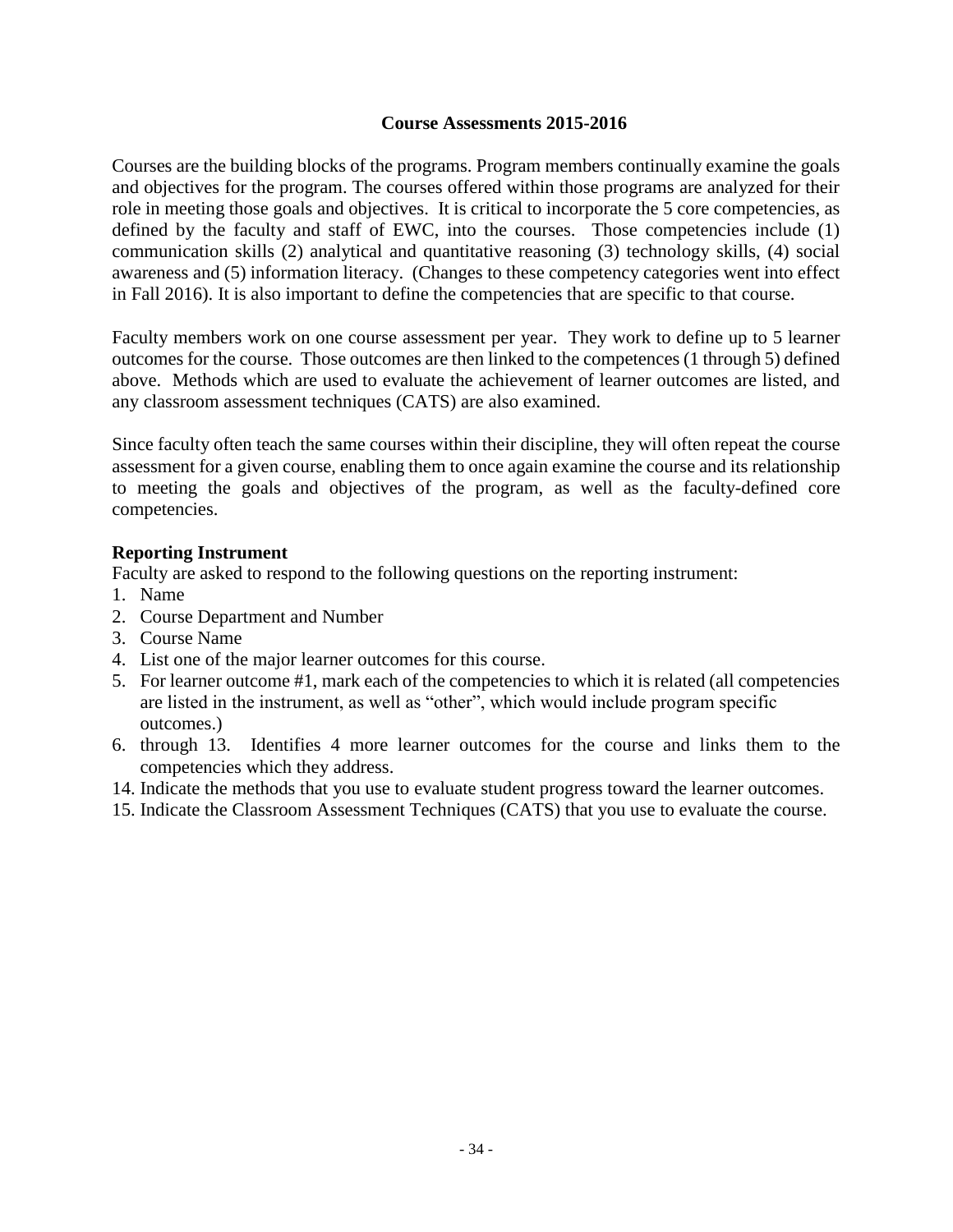## Course Assessments 2015-2016

Courses are the building blocks of the programs. Program members continually examine the goals and objectives for the program. The courses offered within those programs are analyzed for their role in meeting those goals and objectives. It is critical to incorporate the 5 core competencies, as defined by the faculty and staff of EWC, into the courses. Those competencies include (1) communication skills (2) analytical and quantitative reasoning (3) technology skills, (4) social awareness and (5) information literacy. (Changes to these competency categories went into effect in Fall 2016). It is also important to define the competencies that are specific to that course.

Faculty members work on one course assessment per year. They work to define up to 5 learner outcomes for the course. Those outcomes are then linked to the competences (1 through 5) defined above. Methods which are used to evaluate the achievement of learner outcomes are listed, and any classroom assessment techniques (CATS) are also examined.

Since faculty often teach the same courses within their discipline, they will often repeat the course assessment for a given course, enabling them to once again examine the course and its relationship to meeting the goals and objectives of the program, as well as the faculty-defined core competencies.

### Reporting Instrument

Faculty are asked to respond to the following questions on the reporting instrument:

1. Name
2. Course Department and Number
3. Course Name
4. List one of the major learner outcomes for this course.
5. For learner outcome #1, mark each of the competencies to which it is related (all competencies are listed in the instrument, as well as "other", which would include program specific outcomes.)
6. through 13. Identifies 4 more learner outcomes for the course and links them to the competencies which they address.
14. Indicate the methods that you use to evaluate student progress toward the learner outcomes.
15. Indicate the Classroom Assessment Techniques (CATS) that you use to evaluate the course.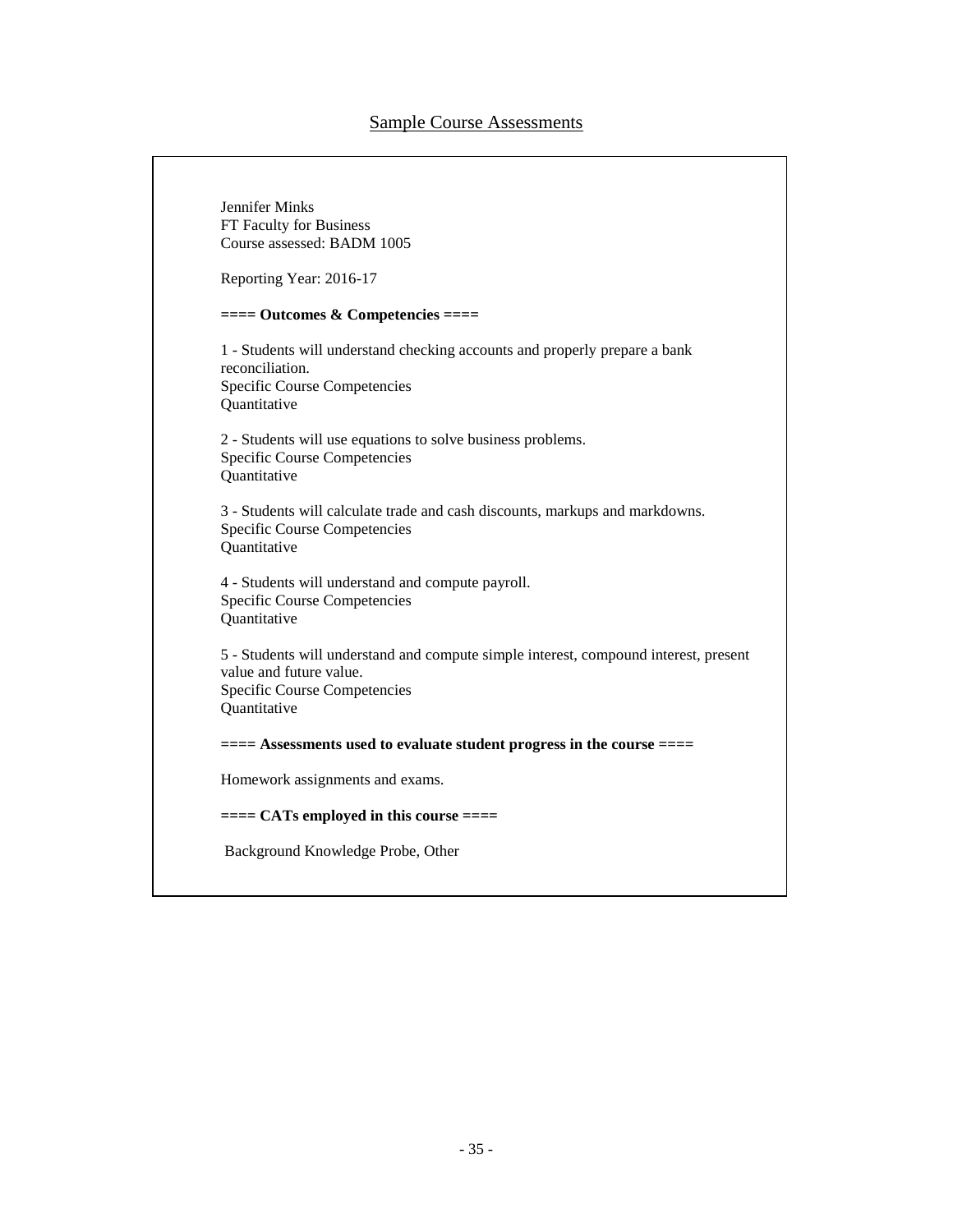## Sample Course Assessments

Jennifer Minks
FT Faculty for Business
Course assessed: BADM 1005

Reporting Year: 2016-17

**==== Outcomes & Competencies ====**

1 - Students will understand checking accounts and properly prepare a bank reconciliation.
Specific Course Competencies
Quantitative

2 - Students will use equations to solve business problems.
Specific Course Competencies
Quantitative

3 - Students will calculate trade and cash discounts, markups and markdowns.
Specific Course Competencies
Quantitative

4 - Students will understand and compute payroll.
Specific Course Competencies
Quantitative

5 - Students will understand and compute simple interest, compound interest, present value and future value.
Specific Course Competencies
Quantitative

**==== Assessments used to evaluate student progress in the course ====**

Homework assignments and exams.

**==== CATs employed in this course ====**

Background Knowledge Probe, Other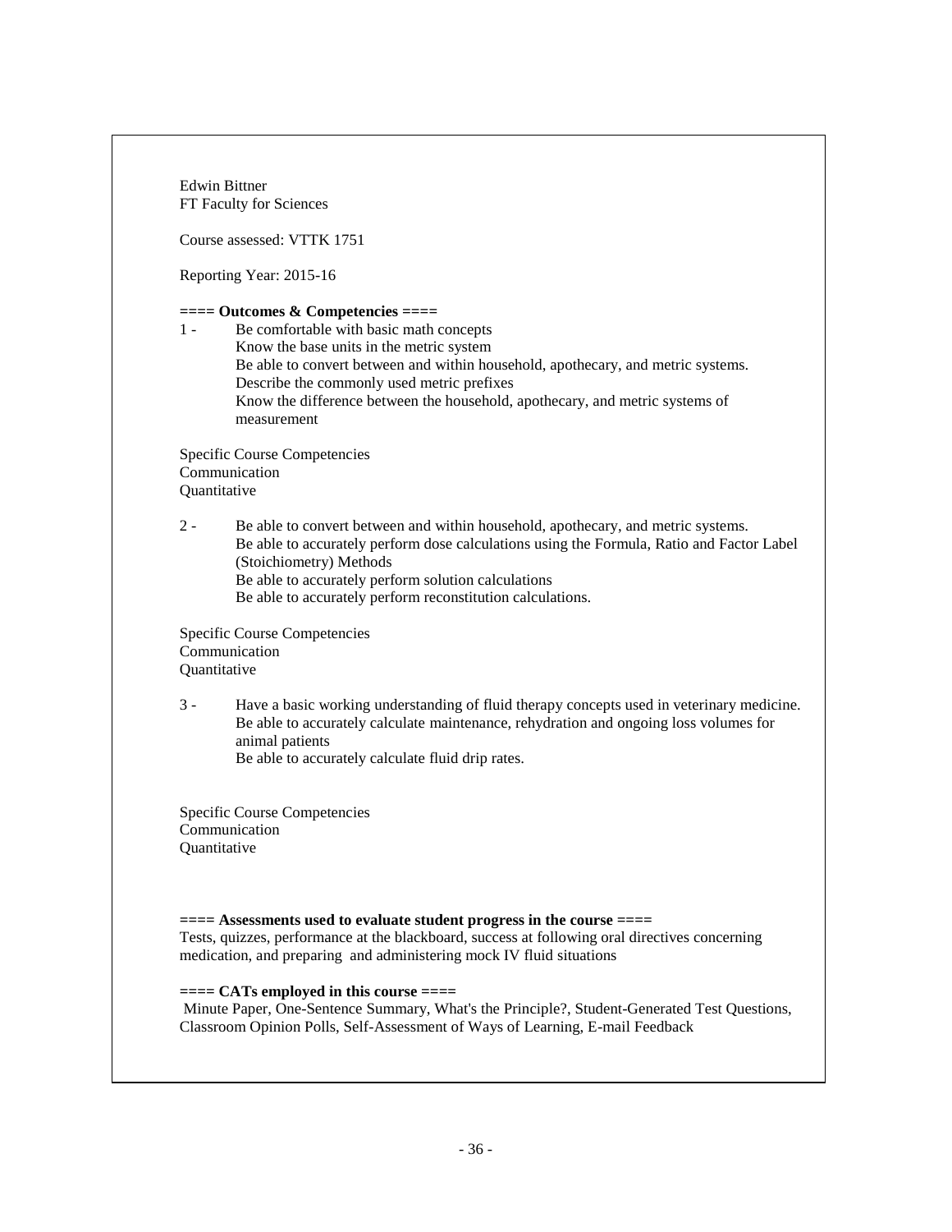Edwin Bittner
FT Faculty for Sciences

Course assessed: VTTK 1751

Reporting Year: 2015-16

**==== Outcomes & Competencies ====**

1 - Be comfortable with basic math concepts
Know the base units in the metric system
Be able to convert between and within household, apothecary, and metric systems.
Describe the commonly used metric prefixes
Know the difference between the household, apothecary, and metric systems of measurement

Specific Course Competencies
Communication
Quantitative

2 - Be able to convert between and within household, apothecary, and metric systems.
Be able to accurately perform dose calculations using the Formula, Ratio and Factor Label (Stoichiometry) Methods
Be able to accurately perform solution calculations
Be able to accurately perform reconstitution calculations.

Specific Course Competencies
Communication
Quantitative

3 - Have a basic working understanding of fluid therapy concepts used in veterinary medicine.
Be able to accurately calculate maintenance, rehydration and ongoing loss volumes for animal patients
Be able to accurately calculate fluid drip rates.

Specific Course Competencies
Communication
Quantitative

**==== Assessments used to evaluate student progress in the course ====**
Tests, quizzes, performance at the blackboard, success at following oral directives concerning medication, and preparing and administering mock IV fluid situations

**==== CATs employed in this course ====**
Minute Paper, One-Sentence Summary, What's the Principle?, Student-Generated Test Questions, Classroom Opinion Polls, Self-Assessment of Ways of Learning, E-mail Feedback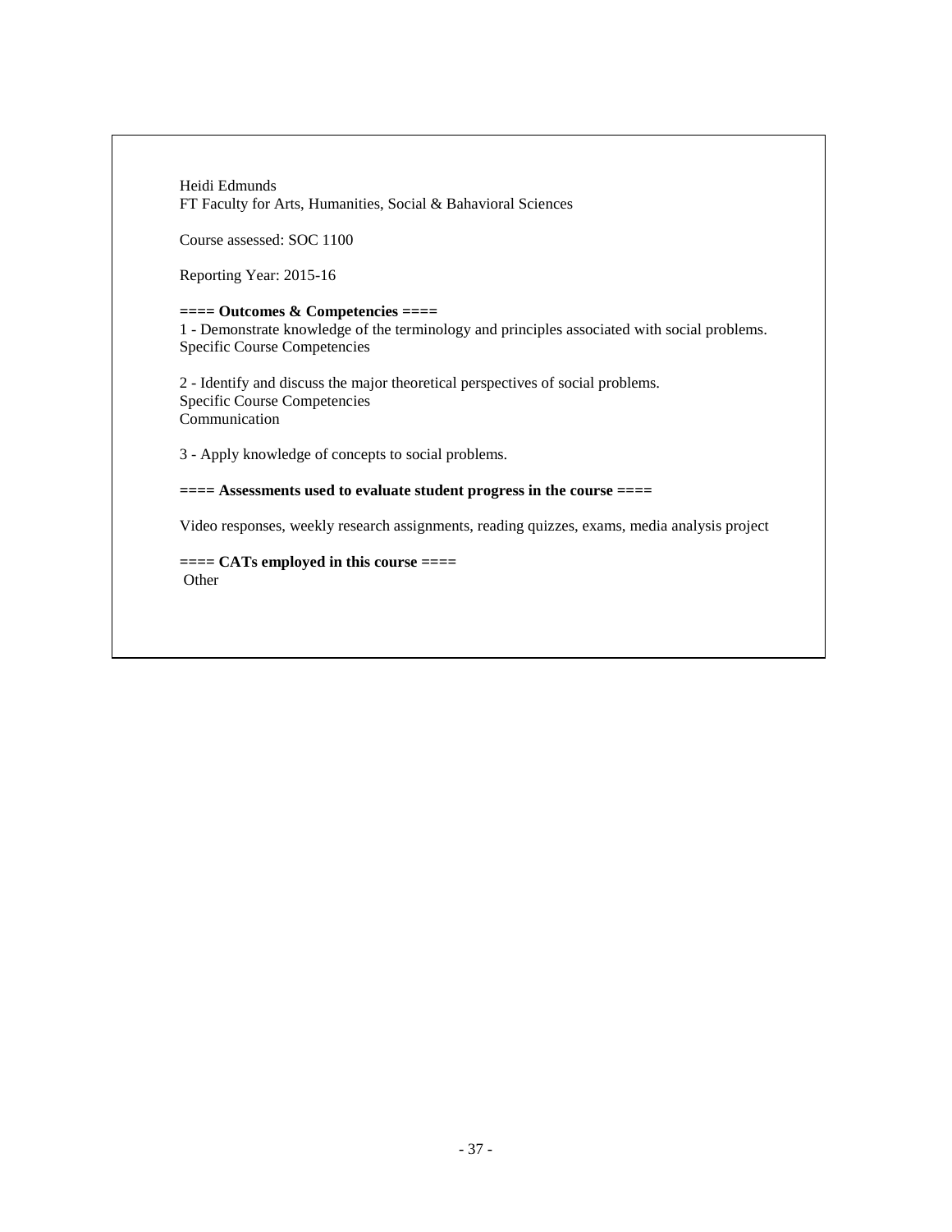Heidi Edmunds
FT Faculty for Arts, Humanities, Social & Bahavioral Sciences

Course assessed: SOC 1100

Reporting Year: 2015-16

**==== Outcomes & Competencies ====**
1 - Demonstrate knowledge of the terminology and principles associated with social problems.
Specific Course Competencies

2 - Identify and discuss the major theoretical perspectives of social problems.
Specific Course Competencies
Communication

3 - Apply knowledge of concepts to social problems.

**==== Assessments used to evaluate student progress in the course ====**

Video responses, weekly research assignments, reading quizzes, exams, media analysis project

**==== CATs employed in this course ====**
Other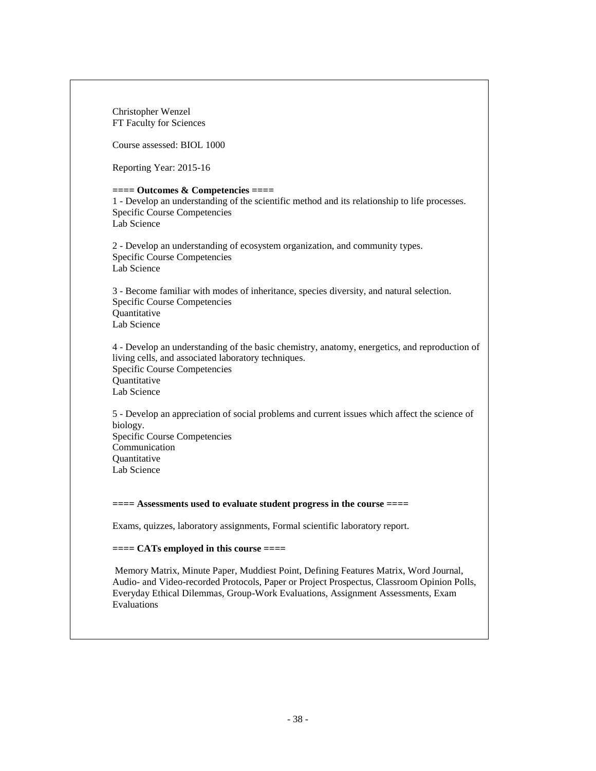Christopher Wenzel
FT Faculty for Sciences

Course assessed: BIOL 1000

Reporting Year: 2015-16

**==== Outcomes & Competencies ====**

1 - Develop an understanding of the scientific method and its relationship to life processes.
Specific Course Competencies
Lab Science

2 - Develop an understanding of ecosystem organization, and community types.
Specific Course Competencies
Lab Science

3 - Become familiar with modes of inheritance, species diversity, and natural selection.
Specific Course Competencies
Quantitative
Lab Science

4 - Develop an understanding of the basic chemistry, anatomy, energetics, and reproduction of living cells, and associated laboratory techniques.
Specific Course Competencies
Quantitative
Lab Science

5 - Develop an appreciation of social problems and current issues which affect the science of biology.
Specific Course Competencies
Communication
Quantitative
Lab Science

**==== Assessments used to evaluate student progress in the course ====**

Exams, quizzes, laboratory assignments, Formal scientific laboratory report.

**==== CATs employed in this course ====**

Memory Matrix, Minute Paper, Muddiest Point, Defining Features Matrix, Word Journal, Audio- and Video-recorded Protocols, Paper or Project Prospectus, Classroom Opinion Polls, Everyday Ethical Dilemmas, Group-Work Evaluations, Assignment Assessments, Exam Evaluations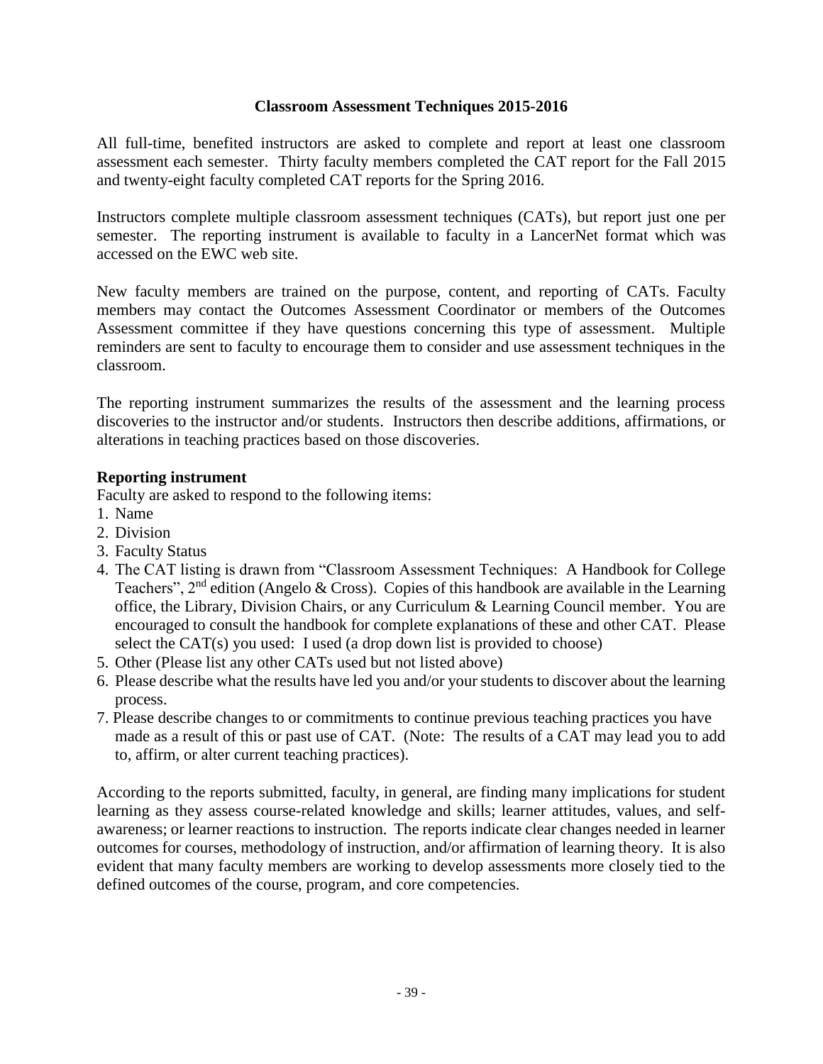**Classroom Assessment Techniques 2015-2016**

All full-time, benefited instructors are asked to complete and report at least one classroom assessment each semester. Thirty faculty members completed the CAT report for the Fall 2015 and twenty-eight faculty completed CAT reports for the Spring 2016.

Instructors complete multiple classroom assessment techniques (CATs), but report just one per semester. The reporting instrument is available to faculty in a LancerNet format which was accessed on the EWC web site.

New faculty members are trained on the purpose, content, and reporting of CATs. Faculty members may contact the Outcomes Assessment Coordinator or members of the Outcomes Assessment committee if they have questions concerning this type of assessment. Multiple reminders are sent to faculty to encourage them to consider and use assessment techniques in the classroom.

The reporting instrument summarizes the results of the assessment and the learning process discoveries to the instructor and/or students. Instructors then describe additions, affirmations, or alterations in teaching practices based on those discoveries.

**Reporting instrument**

Faculty are asked to respond to the following items:

1. Name
2. Division
3. Faculty Status
4. The CAT listing is drawn from "Classroom Assessment Techniques: A Handbook for College Teachers", 2nd edition (Angelo & Cross). Copies of this handbook are available in the Learning office, the Library, Division Chairs, or any Curriculum & Learning Council member. You are encouraged to consult the handbook for complete explanations of these and other CAT. Please select the CAT(s) you used: I used (a drop down list is provided to choose)
5. Other (Please list any other CATs used but not listed above)
6. Please describe what the results have led you and/or your students to discover about the learning process.
7. Please describe changes to or commitments to continue previous teaching practices you have made as a result of this or past use of CAT. (Note: The results of a CAT may lead you to add to, affirm, or alter current teaching practices).

According to the reports submitted, faculty, in general, are finding many implications for student learning as they assess course-related knowledge and skills; learner attitudes, values, and self-awareness; or learner reactions to instruction. The reports indicate clear changes needed in learner outcomes for courses, methodology of instruction, and/or affirmation of learning theory. It is also evident that many faculty members are working to develop assessments more closely tied to the defined outcomes of the course, program, and core competencies.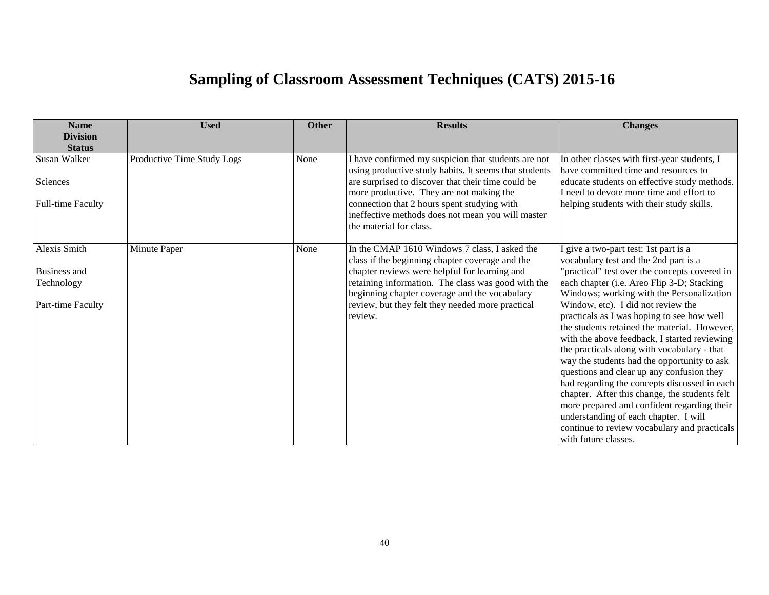# Sampling of Classroom Assessment Techniques (CATS) 2015-16

| Name<br>Division<br>Status | Used | Other | Results | Changes |
|---|---|---|---|---|
| Susan Walker<br><br>Sciences<br><br>Full-time Faculty | Productive Time Study Logs | None | I have confirmed my suspicion that students are not using productive study habits. It seems that students are surprised to discover that their time could be more productive. They are not making the connection that 2 hours spent studying with ineffective methods does not mean you will master the material for class. | In other classes with first-year students, I have committed time and resources to educate students on effective study methods. I need to devote more time and effort to helping students with their study skills. |
| Alexis Smith<br><br>Business and Technology<br><br>Part-time Faculty | Minute Paper | None | In the CMAP 1610 Windows 7 class, I asked the class if the beginning chapter coverage and the chapter reviews were helpful for learning and retaining information. The class was good with the beginning chapter coverage and the vocabulary review, but they felt they needed more practical review. | I give a two-part test: 1st part is a vocabulary test and the 2nd part is a "practical" test over the concepts covered in each chapter (i.e. Areo Flip 3-D; Stacking Windows; working with the Personalization Window, etc). I did not review the practicals as I was hoping to see how well the students retained the material. However, with the above feedback, I started reviewing the practicals along with vocabulary - that way the students had the opportunity to ask questions and clear up any confusion they had regarding the concepts discussed in each chapter. After this change, the students felt more prepared and confident regarding their understanding of each chapter. I will continue to review vocabulary and practicals with future classes. |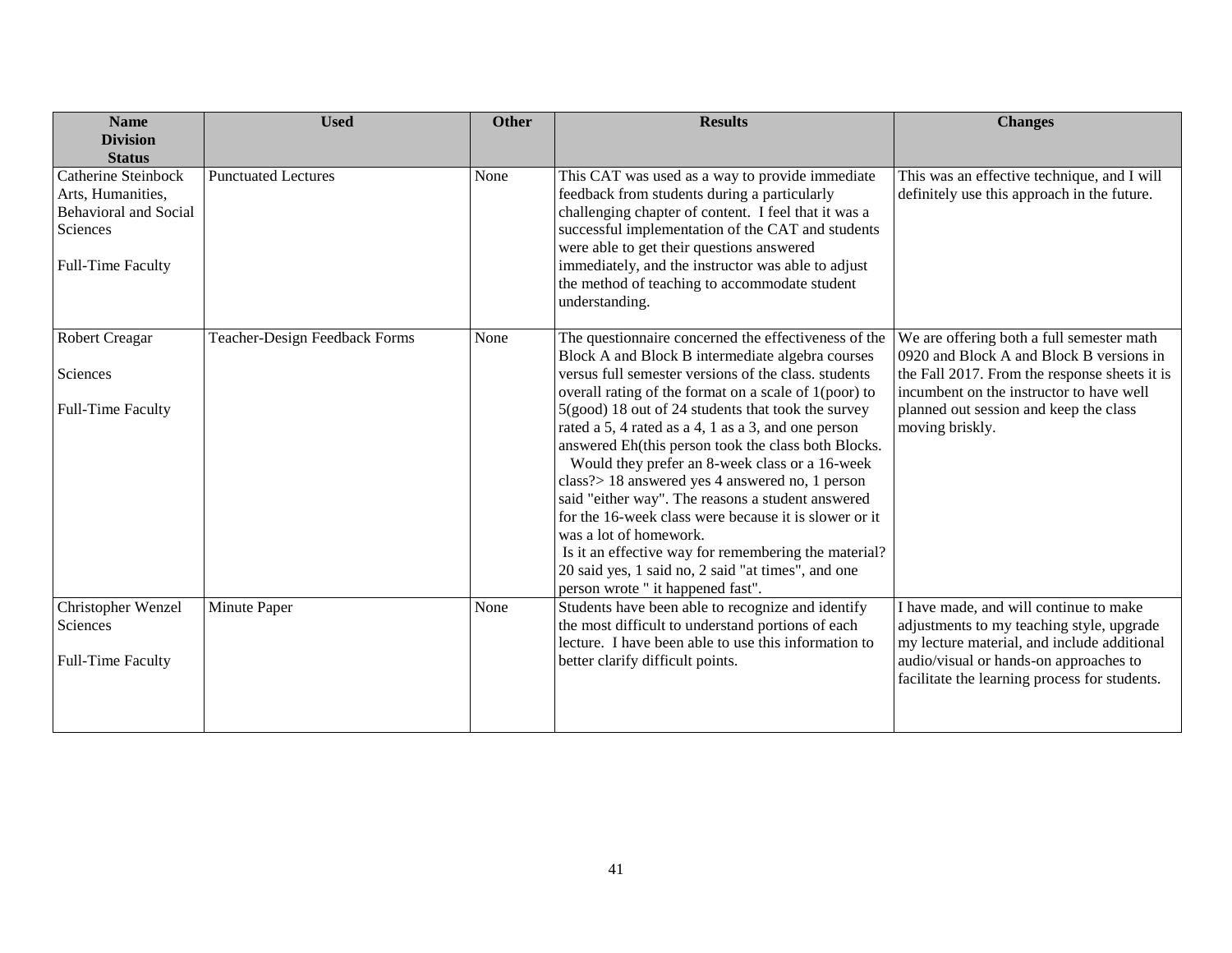| Name<br>Division<br>Status | Used | Other | Results | Changes |
|---|---|---|---|---|
| Catherine Steinbock<br>Arts, Humanities, Behavioral and Social Sciences<br><br>Full-Time Faculty | Punctuated Lectures | None | This CAT was used as a way to provide immediate feedback from students during a particularly challenging chapter of content. I feel that it was a successful implementation of the CAT and students were able to get their questions answered immediately, and the instructor was able to adjust the method of teaching to accommodate student understanding. | This was an effective technique, and I will definitely use this approach in the future. |
| Robert Creagar<br><br>Sciences<br><br>Full-Time Faculty | Teacher-Design Feedback Forms | None | The questionnaire concerned the effectiveness of the Block A and Block B intermediate algebra courses versus full semester versions of the class. students overall rating of the format on a scale of 1(poor) to 5(good) 18 out of 24 students that took the survey rated a 5, 4 rated as a 4, 1 as a 3, and one person answered Eh(this person took the class both Blocks.<br>Would they prefer an 8-week class or a 16-week class?> 18 answered yes 4 answered no, 1 person said "either way". The reasons a student answered for the 16-week class were because it is slower or it was a lot of homework.<br>Is it an effective way for remembering the material? 20 said yes, 1 said no, 2 said "at times", and one person wrote " it happened fast". | We are offering both a full semester math 0920 and Block A and Block B versions in the Fall 2017. From the response sheets it is incumbent on the instructor to have well planned out session and keep the class moving briskly. |
| Christopher Wenzel<br>Sciences<br><br>Full-Time Faculty | Minute Paper | None | Students have been able to recognize and identify the most difficult to understand portions of each lecture. I have been able to use this information to better clarify difficult points. | I have made, and will continue to make adjustments to my teaching style, upgrade my lecture material, and include additional audio/visual or hands-on approaches to facilitate the learning process for students. |